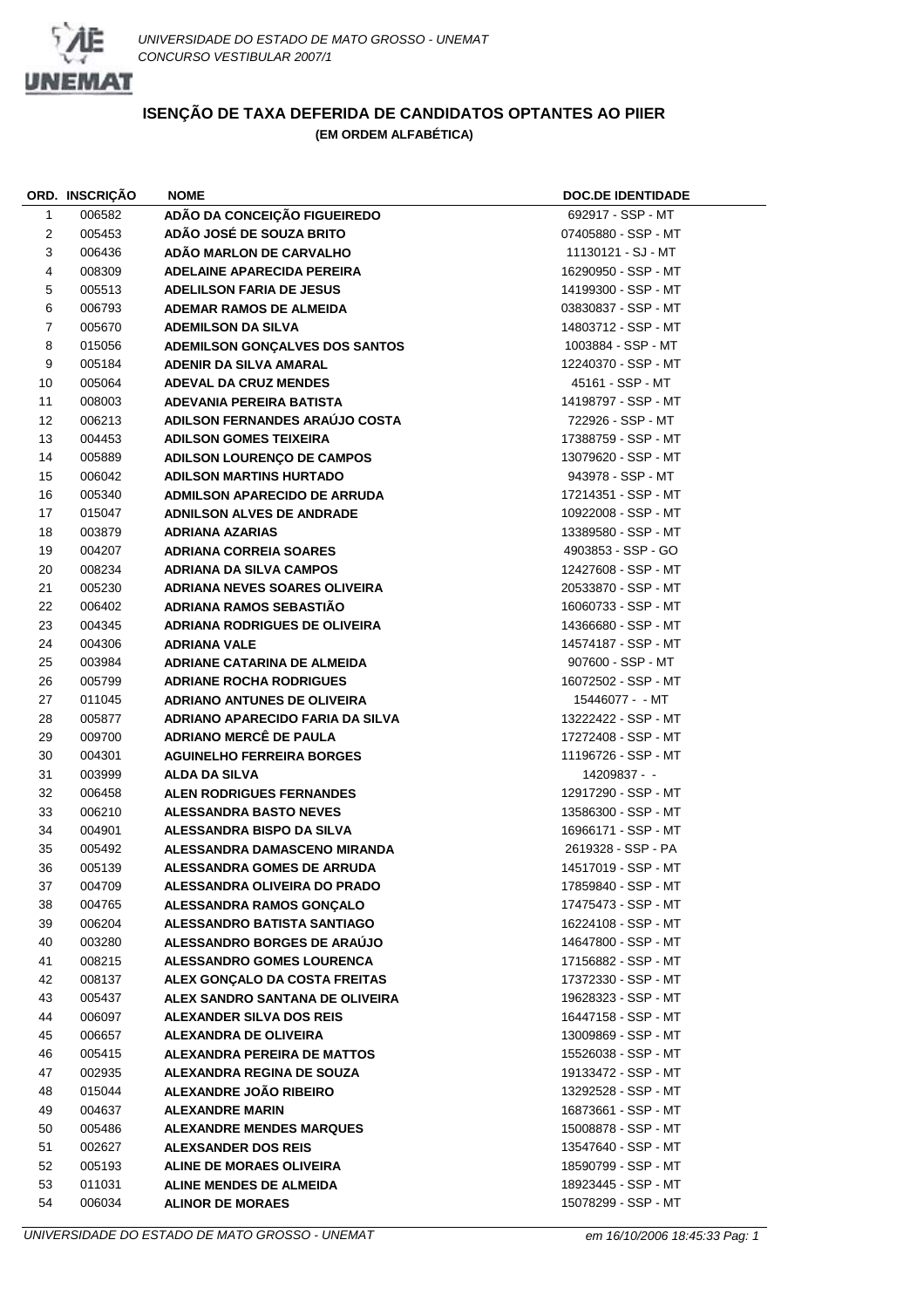UNIVERSIDADE DO ESTADO DE MATO GROSSO - UNEMAT
CONCURSO VESTIBULAR 2007/1

## ISENÇÃO DE TAXA DEFERIDA DE CANDIDATOS OPTANTES AO PIIER

**(EM ORDEM ALFABÉTICA)**

| ORD. | INSCRIÇÃO | NOME | DOC.DE IDENTIDADE |
|---|---|---|---|
| 1 | 006582 | ADÃO DA CONCEIÇÃO FIGUEIREDO | 692917 - SSP - MT |
| 2 | 005453 | ADÃO JOSÉ DE SOUZA BRITO | 07405880 - SSP - MT |
| 3 | 006436 | ADÃO MARLON DE CARVALHO | 11130121 - SJ - MT |
| 4 | 008309 | ADELAINE APARECIDA PEREIRA | 16290950 - SSP - MT |
| 5 | 005513 | ADELILSON FARIA DE JESUS | 14199300 - SSP - MT |
| 6 | 006793 | ADEMAR RAMOS DE ALMEIDA | 03830837 - SSP - MT |
| 7 | 005670 | ADEMILSON DA SILVA | 14803712 - SSP - MT |
| 8 | 015056 | ADEMILSON GONÇALVES DOS SANTOS | 1003884 - SSP - MT |
| 9 | 005184 | ADENIR DA SILVA AMARAL | 12240370 - SSP - MT |
| 10 | 005064 | ADEVAL DA CRUZ MENDES | 45161 - SSP - MT |
| 11 | 008003 | ADEVANIA PEREIRA BATISTA | 14198797 - SSP - MT |
| 12 | 006213 | ADILSON FERNANDES ARAÚJO COSTA | 722926 - SSP - MT |
| 13 | 004453 | ADILSON GOMES TEIXEIRA | 17388759 - SSP - MT |
| 14 | 005889 | ADILSON LOURENÇO DE CAMPOS | 13079620 - SSP - MT |
| 15 | 006042 | ADILSON MARTINS HURTADO | 943978 - SSP - MT |
| 16 | 005340 | ADMILSON APARECIDO DE ARRUDA | 17214351 - SSP - MT |
| 17 | 015047 | ADNILSON ALVES DE ANDRADE | 10922008 - SSP - MT |
| 18 | 003879 | ADRIANA AZARIAS | 13389580 - SSP - MT |
| 19 | 004207 | ADRIANA CORREIA SOARES | 4903853 - SSP - GO |
| 20 | 008234 | ADRIANA DA SILVA CAMPOS | 12427608 - SSP - MT |
| 21 | 005230 | ADRIANA NEVES SOARES OLIVEIRA | 20533870 - SSP - MT |
| 22 | 006402 | ADRIANA RAMOS SEBASTIÃO | 16060733 - SSP - MT |
| 23 | 004345 | ADRIANA RODRIGUES DE OLIVEIRA | 14366680 - SSP - MT |
| 24 | 004306 | ADRIANA VALE | 14574187 - SSP - MT |
| 25 | 003984 | ADRIANE CATARINA DE ALMEIDA | 907600 - SSP - MT |
| 26 | 005799 | ADRIANE ROCHA RODRIGUES | 16072502 - SSP - MT |
| 27 | 011045 | ADRIANO ANTUNES DE OLIVEIRA | 15446077 - - MT |
| 28 | 005877 | ADRIANO APARECIDO FARIA DA SILVA | 13222422 - SSP - MT |
| 29 | 009700 | ADRIANO MERCÊ DE PAULA | 17272408 - SSP - MT |
| 30 | 004301 | AGUINELHO FERREIRA BORGES | 11196726 - SSP - MT |
| 31 | 003999 | ALDA DA SILVA | 14209837 - - |
| 32 | 006458 | ALEN RODRIGUES FERNANDES | 12917290 - SSP - MT |
| 33 | 006210 | ALESSANDRA BASTO NEVES | 13586300 - SSP - MT |
| 34 | 004901 | ALESSANDRA BISPO DA SILVA | 16966171 - SSP - MT |
| 35 | 005492 | ALESSANDRA DAMASCENO MIRANDA | 2619328 - SSP - PA |
| 36 | 005139 | ALESSANDRA GOMES DE ARRUDA | 14517019 - SSP - MT |
| 37 | 004709 | ALESSANDRA OLIVEIRA DO PRADO | 17859840 - SSP - MT |
| 38 | 004765 | ALESSANDRA RAMOS GONÇALO | 17475473 - SSP - MT |
| 39 | 006204 | ALESSANDRO BATISTA SANTIAGO | 16224108 - SSP - MT |
| 40 | 003280 | ALESSANDRO BORGES DE ARAÚJO | 14647800 - SSP - MT |
| 41 | 008215 | ALESSANDRO GOMES LOURENCA | 17156882 - SSP - MT |
| 42 | 008137 | ALEX GONÇALO DA COSTA FREITAS | 17372330 - SSP - MT |
| 43 | 005437 | ALEX SANDRO SANTANA DE OLIVEIRA | 19628323 - SSP - MT |
| 44 | 006097 | ALEXANDER SILVA DOS REIS | 16447158 - SSP - MT |
| 45 | 006657 | ALEXANDRA DE OLIVEIRA | 13009869 - SSP - MT |
| 46 | 005415 | ALEXANDRA PEREIRA DE MATTOS | 15526038 - SSP - MT |
| 47 | 002935 | ALEXANDRA REGINA DE SOUZA | 19133472 - SSP - MT |
| 48 | 015044 | ALEXANDRE JOÃO RIBEIRO | 13292528 - SSP - MT |
| 49 | 004637 | ALEXANDRE MARIN | 16873661 - SSP - MT |
| 50 | 005486 | ALEXANDRE MENDES MARQUES | 15008878 - SSP - MT |
| 51 | 002627 | ALEXSANDER DOS REIS | 13547640 - SSP - MT |
| 52 | 005193 | ALINE DE MORAES OLIVEIRA | 18590799 - SSP - MT |
| 53 | 011031 | ALINE MENDES DE ALMEIDA | 18923445 - SSP - MT |
| 54 | 006034 | ALINOR DE MORAES | 15078299 - SSP - MT |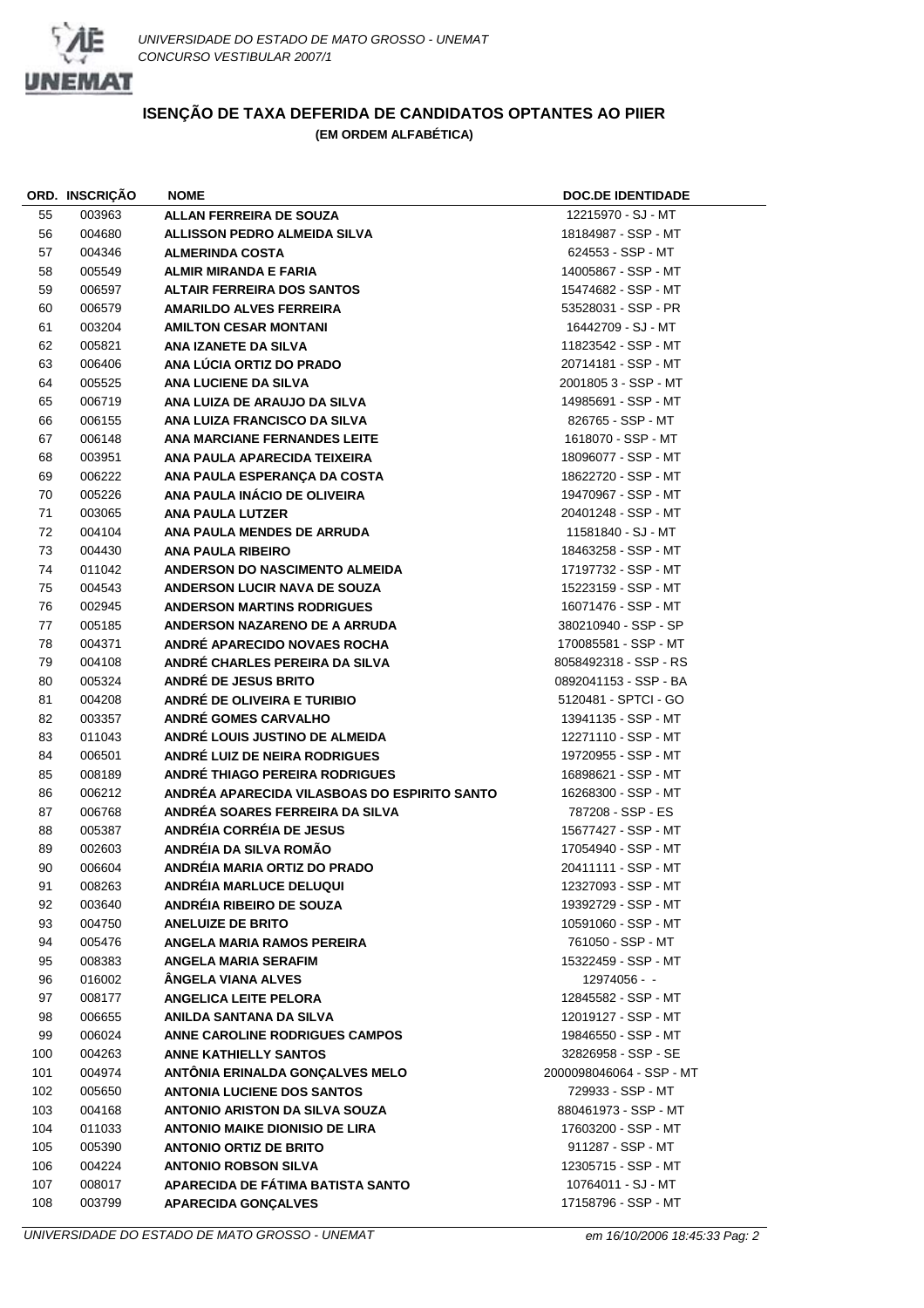## ISENÇÃO DE TAXA DEFERIDA DE CANDIDATOS OPTANTES AO PIIER

**(EM ORDEM ALFABÉTICA)**

| ORD. | INSCRIÇÃO | NOME | DOC.DE IDENTIDADE |
|---|---|---|---|
| 55 | 003963 | ALLAN FERREIRA DE SOUZA | 12215970 - SJ - MT |
| 56 | 004680 | ALLISSON PEDRO ALMEIDA SILVA | 18184987 - SSP - MT |
| 57 | 004346 | ALMERINDA COSTA | 624553 - SSP - MT |
| 58 | 005549 | ALMIR MIRANDA E FARIA | 14005867 - SSP - MT |
| 59 | 006597 | ALTAIR FERREIRA DOS SANTOS | 15474682 - SSP - MT |
| 60 | 006579 | AMARILDO ALVES FERREIRA | 53528031 - SSP - PR |
| 61 | 003204 | AMILTON CESAR MONTANI | 16442709 - SJ - MT |
| 62 | 005821 | ANA IZANETE DA SILVA | 11823542 - SSP - MT |
| 63 | 006406 | ANA LÚCIA ORTIZ DO PRADO | 20714181 - SSP - MT |
| 64 | 005525 | ANA LUCIENE DA SILVA | 2001805 3 - SSP - MT |
| 65 | 006719 | ANA LUIZA DE ARAUJO DA SILVA | 14985691 - SSP - MT |
| 66 | 006155 | ANA LUIZA FRANCISCO DA SILVA | 826765 - SSP - MT |
| 67 | 006148 | ANA MARCIANE FERNANDES LEITE | 1618070 - SSP - MT |
| 68 | 003951 | ANA PAULA APARECIDA TEIXEIRA | 18096077 - SSP - MT |
| 69 | 006222 | ANA PAULA ESPERANÇA DA COSTA | 18622720 - SSP - MT |
| 70 | 005226 | ANA PAULA INÁCIO DE OLIVEIRA | 19470967 - SSP - MT |
| 71 | 003065 | ANA PAULA LUTZER | 20401248 - SSP - MT |
| 72 | 004104 | ANA PAULA MENDES DE ARRUDA | 11581840 - SJ - MT |
| 73 | 004430 | ANA PAULA RIBEIRO | 18463258 - SSP - MT |
| 74 | 011042 | ANDERSON DO NASCIMENTO ALMEIDA | 17197732 - SSP - MT |
| 75 | 004543 | ANDERSON LUCIR NAVA DE SOUZA | 15223159 - SSP - MT |
| 76 | 002945 | ANDERSON MARTINS RODRIGUES | 16071476 - SSP - MT |
| 77 | 005185 | ANDERSON NAZARENO DE A ARRUDA | 380210940 - SSP - SP |
| 78 | 004371 | ANDRÉ APARECIDO NOVAES ROCHA | 170085581 - SSP - MT |
| 79 | 004108 | ANDRÉ CHARLES PEREIRA DA SILVA | 8058492318 - SSP - RS |
| 80 | 005324 | ANDRÉ DE JESUS BRITO | 0892041153 - SSP - BA |
| 81 | 004208 | ANDRÉ DE OLIVEIRA E TURIBIO | 5120481 - SPTCI - GO |
| 82 | 003357 | ANDRÉ GOMES CARVALHO | 13941135 - SSP - MT |
| 83 | 011043 | ANDRÉ LOUIS JUSTINO DE ALMEIDA | 12271110 - SSP - MT |
| 84 | 006501 | ANDRÉ LUIZ DE NEIRA RODRIGUES | 19720955 - SSP - MT |
| 85 | 008189 | ANDRÉ THIAGO PEREIRA RODRIGUES | 16898621 - SSP - MT |
| 86 | 006212 | ANDRÉA APARECIDA VILASBOAS DO ESPIRITO SANTO | 16268300 - SSP - MT |
| 87 | 006768 | ANDRÉA SOARES FERREIRA DA SILVA | 787208 - SSP - ES |
| 88 | 005387 | ANDRÉIA CORRÉIA DE JESUS | 15677427 - SSP - MT |
| 89 | 002603 | ANDRÉIA DA SILVA ROMÃO | 17054940 - SSP - MT |
| 90 | 006604 | ANDRÉIA MARIA ORTIZ DO PRADO | 20411111 - SSP - MT |
| 91 | 008263 | ANDRÉIA MARLUCE DELUQUI | 12327093 - SSP - MT |
| 92 | 003640 | ANDRÉIA RIBEIRO DE SOUZA | 19392729 - SSP - MT |
| 93 | 004750 | ANELUIZE DE BRITO | 10591060 - SSP - MT |
| 94 | 005476 | ANGELA MARIA RAMOS PEREIRA | 761050 - SSP - MT |
| 95 | 008383 | ANGELA MARIA SERAFIM | 15322459 - SSP - MT |
| 96 | 016002 | ÂNGELA VIANA ALVES | 12974056 - - |
| 97 | 008177 | ANGELICA LEITE PELORA | 12845582 - SSP - MT |
| 98 | 006655 | ANILDA SANTANA DA SILVA | 12019127 - SSP - MT |
| 99 | 006024 | ANNE CAROLINE RODRIGUES CAMPOS | 19846550 - SSP - MT |
| 100 | 004263 | ANNE KATHIELLY SANTOS | 32826958 - SSP - SE |
| 101 | 004974 | ANTÔNIA ERINALDA GONÇALVES MELO | 2000098046064 - SSP - MT |
| 102 | 005650 | ANTONIA LUCIENE DOS SANTOS | 729933 - SSP - MT |
| 103 | 004168 | ANTONIO ARISTON DA SILVA SOUZA | 880461973 - SSP - MT |
| 104 | 011033 | ANTONIO MAIKE DIONISIO DE LIRA | 17603200 - SSP - MT |
| 105 | 005390 | ANTONIO ORTIZ DE BRITO | 911287 - SSP - MT |
| 106 | 004224 | ANTONIO ROBSON SILVA | 12305715 - SSP - MT |
| 107 | 008017 | APARECIDA DE FÁTIMA BATISTA SANTO | 10764011 - SJ - MT |
| 108 | 003799 | APARECIDA GONÇALVES | 17158796 - SSP - MT |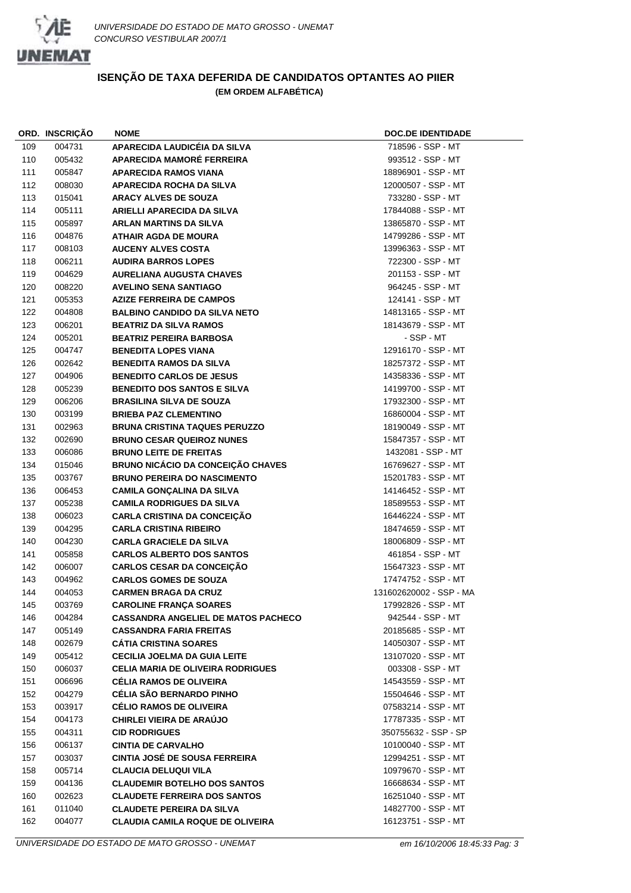## ISENÇÃO DE TAXA DEFERIDA DE CANDIDATOS OPTANTES AO PIIER

**(EM ORDEM ALFABÉTICA)**

| ORD. | INSCRIÇÃO | NOME | DOC.DE IDENTIDADE |
|---|---|---|---|
| 109 | 004731 | APARECIDA LAUDICÉIA DA SILVA | 718596 - SSP - MT |
| 110 | 005432 | APARECIDA MAMORÉ FERREIRA | 993512 - SSP - MT |
| 111 | 005847 | APARECIDA RAMOS VIANA | 18896901 - SSP - MT |
| 112 | 008030 | APARECIDA ROCHA DA SILVA | 12000507 - SSP - MT |
| 113 | 015041 | ARACY ALVES DE SOUZA | 733280 - SSP - MT |
| 114 | 005111 | ARIELLI APARECIDA DA SILVA | 17844088 - SSP - MT |
| 115 | 005897 | ARLAN MARTINS DA SILVA | 13865870 - SSP - MT |
| 116 | 004876 | ATHAIR AGDA DE MOURA | 14799286 - SSP - MT |
| 117 | 008103 | AUCENY ALVES COSTA | 13996363 - SSP - MT |
| 118 | 006211 | AUDIRA BARROS LOPES | 722300 - SSP - MT |
| 119 | 004629 | AURELIANA AUGUSTA CHAVES | 201153 - SSP - MT |
| 120 | 008220 | AVELINO SENA SANTIAGO | 964245 - SSP - MT |
| 121 | 005353 | AZIZE FERREIRA DE CAMPOS | 124141 - SSP - MT |
| 122 | 004808 | BALBINO CANDIDO DA SILVA NETO | 14813165 - SSP - MT |
| 123 | 006201 | BEATRIZ DA SILVA RAMOS | 18143679 - SSP - MT |
| 124 | 005201 | BEATRIZ PEREIRA BARBOSA | - SSP - MT |
| 125 | 004747 | BENEDITA LOPES VIANA | 12916170 - SSP - MT |
| 126 | 002642 | BENEDITA RAMOS DA SILVA | 18257372 - SSP - MT |
| 127 | 004906 | BENEDITO CARLOS DE JESUS | 14358336 - SSP - MT |
| 128 | 005239 | BENEDITO DOS SANTOS E SILVA | 14199700 - SSP - MT |
| 129 | 006206 | BRASILINA SILVA DE SOUZA | 17932300 - SSP - MT |
| 130 | 003199 | BRIEBA PAZ CLEMENTINO | 16860004 - SSP - MT |
| 131 | 002963 | BRUNA CRISTINA TAQUES PERUZZO | 18190049 - SSP - MT |
| 132 | 002690 | BRUNO CESAR QUEIROZ NUNES | 15847357 - SSP - MT |
| 133 | 006086 | BRUNO LEITE DE FREITAS | 1432081 - SSP - MT |
| 134 | 015046 | BRUNO NICÁCIO DA CONCEIÇÃO CHAVES | 16769627 - SSP - MT |
| 135 | 003767 | BRUNO PEREIRA DO NASCIMENTO | 15201783 - SSP - MT |
| 136 | 006453 | CAMILA GONÇALINA DA SILVA | 14146452 - SSP - MT |
| 137 | 005238 | CAMILA RODRIGUES DA SILVA | 18589553 - SSP - MT |
| 138 | 006023 | CARLA CRISTINA DA CONCEIÇÃO | 16446224 - SSP - MT |
| 139 | 004295 | CARLA CRISTINA RIBEIRO | 18474659 - SSP - MT |
| 140 | 004230 | CARLA GRACIELE DA SILVA | 18006809 - SSP - MT |
| 141 | 005858 | CARLOS ALBERTO DOS SANTOS | 461854 - SSP - MT |
| 142 | 006007 | CARLOS CESAR DA CONCEIÇÃO | 15647323 - SSP - MT |
| 143 | 004962 | CARLOS GOMES DE SOUZA | 17474752 - SSP - MT |
| 144 | 004053 | CARMEN BRAGA DA CRUZ | 131602620002 - SSP - MA |
| 145 | 003769 | CAROLINE FRANÇA SOARES | 17992826 - SSP - MT |
| 146 | 004284 | CASSANDRA ANGELIEL DE MATOS PACHECO | 942544 - SSP - MT |
| 147 | 005149 | CASSANDRA FARIA FREITAS | 20185685 - SSP - MT |
| 148 | 002679 | CÁTIA CRISTINA SOARES | 14050307 - SSP - MT |
| 149 | 005412 | CECILIA JOELMA DA GUIA LEITE | 13107020 - SSP - MT |
| 150 | 006037 | CELIA MARIA DE OLIVEIRA RODRIGUES | 003308 - SSP - MT |
| 151 | 006696 | CÉLIA RAMOS DE OLIVEIRA | 14543559 - SSP - MT |
| 152 | 004279 | CÉLIA SÃO BERNARDO PINHO | 15504646 - SSP - MT |
| 153 | 003917 | CÉLIO RAMOS DE OLIVEIRA | 07583214 - SSP - MT |
| 154 | 004173 | CHIRLEI VIEIRA DE ARAÚJO | 17787335 - SSP - MT |
| 155 | 004311 | CID RODRIGUES | 350755632 - SSP - SP |
| 156 | 006137 | CINTIA DE CARVALHO | 10100040 - SSP - MT |
| 157 | 003037 | CINTIA JOSÉ DE SOUSA FERREIRA | 12994251 - SSP - MT |
| 158 | 005714 | CLAUCIA DELUQUI VILA | 10979670 - SSP - MT |
| 159 | 004136 | CLAUDEMIR BOTELHO DOS SANTOS | 16668634 - SSP - MT |
| 160 | 002623 | CLAUDETE FERREIRA DOS SANTOS | 16251040 - SSP - MT |
| 161 | 011040 | CLAUDETE PEREIRA DA SILVA | 14827700 - SSP - MT |
| 162 | 004077 | CLAUDIA CAMILA ROQUE DE OLIVEIRA | 16123751 - SSP - MT |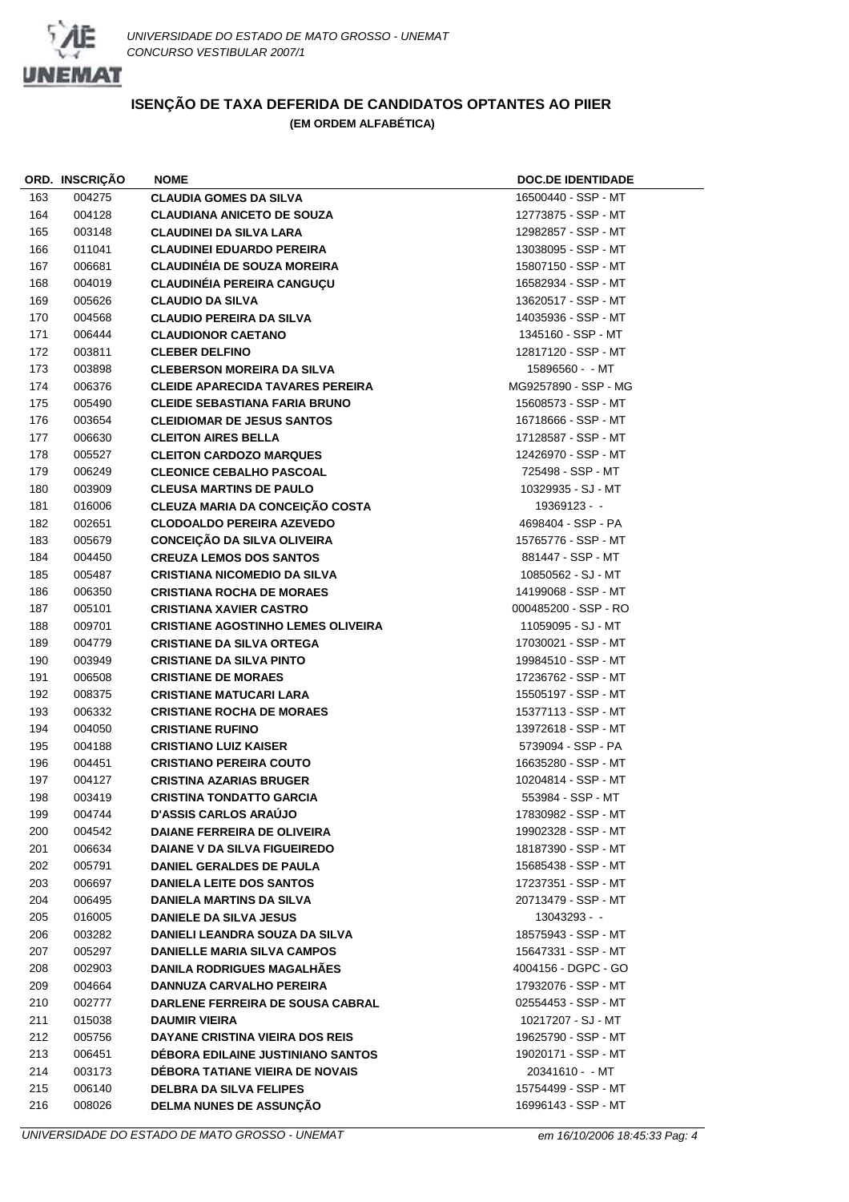## ISENÇÃO DE TAXA DEFERIDA DE CANDIDATOS OPTANTES AO PIIER

**(EM ORDEM ALFABÉTICA)**

| ORD. | INSCRIÇÃO | NOME | DOC.DE IDENTIDADE |
|---|---|---|---|
| 163 | 004275 | **CLAUDIA GOMES DA SILVA** | 16500440 - SSP - MT |
| 164 | 004128 | **CLAUDIANA ANICETO DE SOUZA** | 12773875 - SSP - MT |
| 165 | 003148 | **CLAUDINEI DA SILVA LARA** | 12982857 - SSP - MT |
| 166 | 011041 | **CLAUDINEI EDUARDO PEREIRA** | 13038095 - SSP - MT |
| 167 | 006681 | **CLAUDINÉIA DE SOUZA MOREIRA** | 15807150 - SSP - MT |
| 168 | 004019 | **CLAUDINÉIA PEREIRA CANGUÇU** | 16582934 - SSP - MT |
| 169 | 005626 | **CLAUDIO DA SILVA** | 13620517 - SSP - MT |
| 170 | 004568 | **CLAUDIO PEREIRA DA SILVA** | 14035936 - SSP - MT |
| 171 | 006444 | **CLAUDIONOR CAETANO** | 1345160 - SSP - MT |
| 172 | 003811 | **CLEBER DELFINO** | 12817120 - SSP - MT |
| 173 | 003898 | **CLEBERSON MOREIRA DA SILVA** | 15896560 - - MT |
| 174 | 006376 | **CLEIDE APARECIDA TAVARES PEREIRA** | MG9257890 - SSP - MG |
| 175 | 005490 | **CLEIDE SEBASTIANA FARIA BRUNO** | 15608573 - SSP - MT |
| 176 | 003654 | **CLEIDIOMAR DE JESUS SANTOS** | 16718666 - SSP - MT |
| 177 | 006630 | **CLEITON AIRES BELLA** | 17128587 - SSP - MT |
| 178 | 005527 | **CLEITON CARDOZO MARQUES** | 12426970 - SSP - MT |
| 179 | 006249 | **CLEONICE CEBALHO PASCOAL** | 725498 - SSP - MT |
| 180 | 003909 | **CLEUSA MARTINS DE PAULO** | 10329935 - SJ - MT |
| 181 | 016006 | **CLEUZA MARIA DA CONCEIÇÃO COSTA** | 19369123 - - |
| 182 | 002651 | **CLODOALDO PEREIRA AZEVEDO** | 4698404 - SSP - PA |
| 183 | 005679 | **CONCEIÇÃO DA SILVA OLIVEIRA** | 15765776 - SSP - MT |
| 184 | 004450 | **CREUZA LEMOS DOS SANTOS** | 881447 - SSP - MT |
| 185 | 005487 | **CRISTIANA NICOMEDIO DA SILVA** | 10850562 - SJ - MT |
| 186 | 006350 | **CRISTIANA ROCHA DE MORAES** | 14199068 - SSP - MT |
| 187 | 005101 | **CRISTIANA XAVIER CASTRO** | 000485200 - SSP - RO |
| 188 | 009701 | **CRISTIANE AGOSTINHO LEMES OLIVEIRA** | 11059095 - SJ - MT |
| 189 | 004779 | **CRISTIANE DA SILVA ORTEGA** | 17030021 - SSP - MT |
| 190 | 003949 | **CRISTIANE DA SILVA PINTO** | 19984510 - SSP - MT |
| 191 | 006508 | **CRISTIANE DE MORAES** | 17236762 - SSP - MT |
| 192 | 008375 | **CRISTIANE MATUCARI LARA** | 15505197 - SSP - MT |
| 193 | 006332 | **CRISTIANE ROCHA DE MORAES** | 15377113 - SSP - MT |
| 194 | 004050 | **CRISTIANE RUFINO** | 13972618 - SSP - MT |
| 195 | 004188 | **CRISTIANO LUIZ KAISER** | 5739094 - SSP - PA |
| 196 | 004451 | **CRISTIANO PEREIRA COUTO** | 16635280 - SSP - MT |
| 197 | 004127 | **CRISTINA AZARIAS BRUGER** | 10204814 - SSP - MT |
| 198 | 003419 | **CRISTINA TONDATTO GARCIA** | 553984 - SSP - MT |
| 199 | 004744 | **D'ASSIS CARLOS ARAÚJO** | 17830982 - SSP - MT |
| 200 | 004542 | **DAIANE FERREIRA DE OLIVEIRA** | 19902328 - SSP - MT |
| 201 | 006634 | **DAIANE V DA SILVA FIGUEIREDO** | 18187390 - SSP - MT |
| 202 | 005791 | **DANIEL GERALDES DE PAULA** | 15685438 - SSP - MT |
| 203 | 006697 | **DANIELA LEITE DOS SANTOS** | 17237351 - SSP - MT |
| 204 | 006495 | **DANIELA MARTINS DA SILVA** | 20713479 - SSP - MT |
| 205 | 016005 | **DANIELE DA SILVA JESUS** | 13043293 - - |
| 206 | 003282 | **DANIELI LEANDRA SOUZA DA SILVA** | 18575943 - SSP - MT |
| 207 | 005297 | **DANIELLE MARIA SILVA CAMPOS** | 15647331 - SSP - MT |
| 208 | 002903 | **DANILA RODRIGUES MAGALHÃES** | 4004156 - DGPC - GO |
| 209 | 004664 | **DANNUZA CARVALHO PEREIRA** | 17932076 - SSP - MT |
| 210 | 002777 | **DARLENE FERREIRA DE SOUSA CABRAL** | 02554453 - SSP - MT |
| 211 | 015038 | **DAUMIR VIEIRA** | 10217207 - SJ - MT |
| 212 | 005756 | **DAYANE CRISTINA VIEIRA DOS REIS** | 19625790 - SSP - MT |
| 213 | 006451 | **DÉBORA EDILAINE JUSTINIANO SANTOS** | 19020171 - SSP - MT |
| 214 | 003173 | **DÉBORA TATIANE VIEIRA DE NOVAIS** | 20341610 - - MT |
| 215 | 006140 | **DELBRA DA SILVA FELIPES** | 15754499 - SSP - MT |
| 216 | 008026 | **DELMA NUNES DE ASSUNÇÃO** | 16996143 - SSP - MT |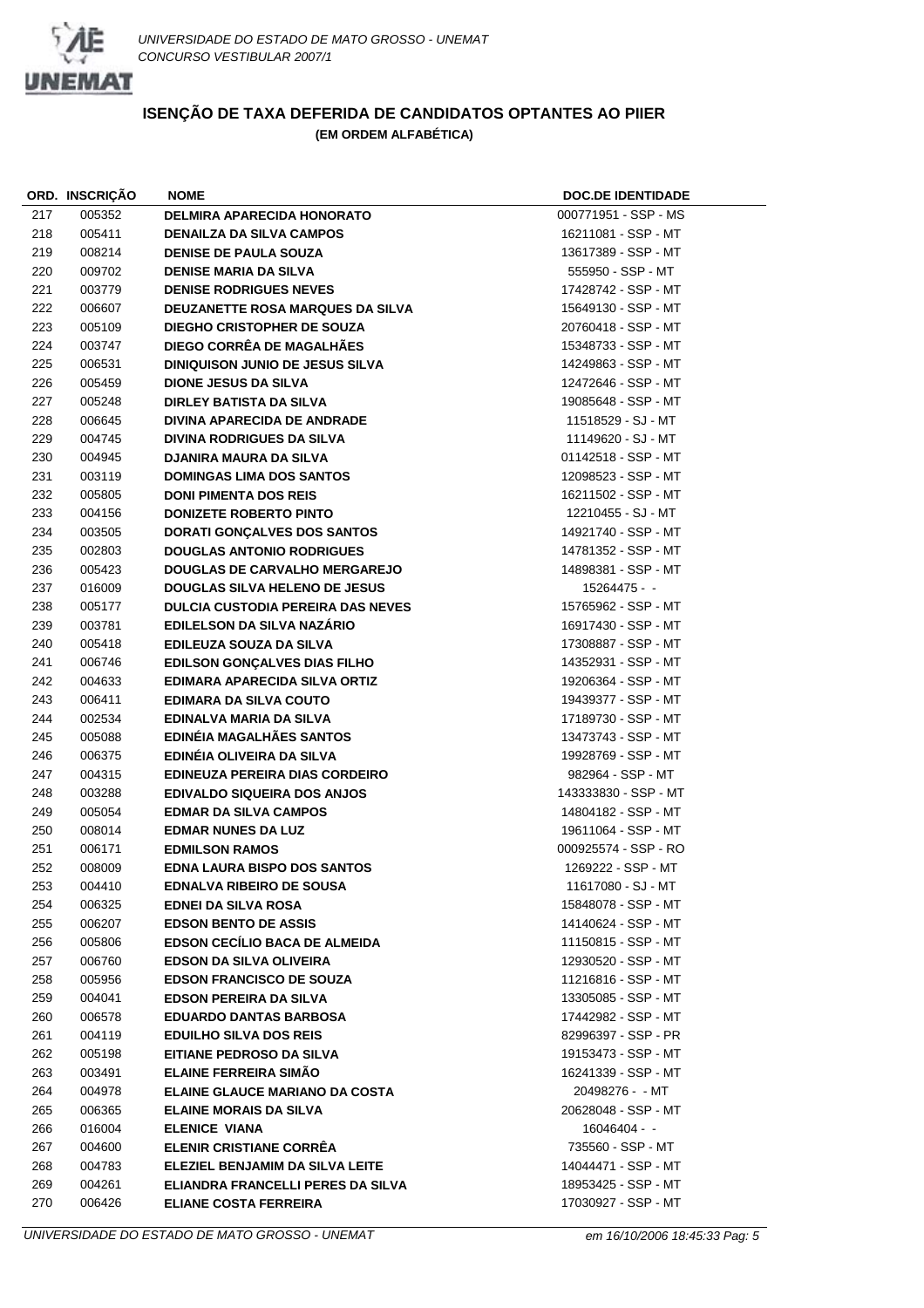# ISENÇÃO DE TAXA DEFERIDA DE CANDIDATOS OPTANTES AO PIIER

**(EM ORDEM ALFABÉTICA)**

| ORD. | INSCRIÇÃO | NOME | DOC.DE IDENTIDADE |
|---|---|---|---|
| 217 | 005352 | **DELMIRA APARECIDA HONORATO** | 000771951 - SSP - MS |
| 218 | 005411 | **DENAILZA DA SILVA CAMPOS** | 16211081 - SSP - MT |
| 219 | 008214 | **DENISE DE PAULA SOUZA** | 13617389 - SSP - MT |
| 220 | 009702 | **DENISE MARIA DA SILVA** | 555950 - SSP - MT |
| 221 | 003779 | **DENISE RODRIGUES NEVES** | 17428742 - SSP - MT |
| 222 | 006607 | **DEUZANETTE ROSA MARQUES DA SILVA** | 15649130 - SSP - MT |
| 223 | 005109 | **DIEGHO CRISTOPHER DE SOUZA** | 20760418 - SSP - MT |
| 224 | 003747 | **DIEGO CORRÊA DE MAGALHÃES** | 15348733 - SSP - MT |
| 225 | 006531 | **DINIQUISON JUNIO DE JESUS SILVA** | 14249863 - SSP - MT |
| 226 | 005459 | **DIONE JESUS DA SILVA** | 12472646 - SSP - MT |
| 227 | 005248 | **DIRLEY BATISTA DA SILVA** | 19085648 - SSP - MT |
| 228 | 006645 | **DIVINA APARECIDA DE ANDRADE** | 11518529 - SJ - MT |
| 229 | 004745 | **DIVINA RODRIGUES DA SILVA** | 11149620 - SJ - MT |
| 230 | 004945 | **DJANIRA MAURA DA SILVA** | 01142518 - SSP - MT |
| 231 | 003119 | **DOMINGAS LIMA DOS SANTOS** | 12098523 - SSP - MT |
| 232 | 005805 | **DONI PIMENTA DOS REIS** | 16211502 - SSP - MT |
| 233 | 004156 | **DONIZETE ROBERTO PINTO** | 12210455 - SJ - MT |
| 234 | 003505 | **DORATI GONÇALVES DOS SANTOS** | 14921740 - SSP - MT |
| 235 | 002803 | **DOUGLAS ANTONIO RODRIGUES** | 14781352 - SSP - MT |
| 236 | 005423 | **DOUGLAS DE CARVALHO MERGAREJO** | 14898381 - SSP - MT |
| 237 | 016009 | **DOUGLAS SILVA HELENO DE JESUS** | 15264475 - - |
| 238 | 005177 | **DULCIA CUSTODIA PEREIRA DAS NEVES** | 15765962 - SSP - MT |
| 239 | 003781 | **EDILELSON DA SILVA NAZÁRIO** | 16917430 - SSP - MT |
| 240 | 005418 | **EDILEUZA SOUZA DA SILVA** | 17308887 - SSP - MT |
| 241 | 006746 | **EDILSON GONÇALVES DIAS FILHO** | 14352931 - SSP - MT |
| 242 | 004633 | **EDIMARA APARECIDA SILVA ORTIZ** | 19206364 - SSP - MT |
| 243 | 006411 | **EDIMARA DA SILVA COUTO** | 19439377 - SSP - MT |
| 244 | 002534 | **EDINALVA MARIA DA SILVA** | 17189730 - SSP - MT |
| 245 | 005088 | **EDINÉIA MAGALHÃES SANTOS** | 13473743 - SSP - MT |
| 246 | 006375 | **EDINÉIA OLIVEIRA DA SILVA** | 19928769 - SSP - MT |
| 247 | 004315 | **EDINEUZA PEREIRA DIAS CORDEIRO** | 982964 - SSP - MT |
| 248 | 003288 | **EDIVALDO SIQUEIRA DOS ANJOS** | 143333830 - SSP - MT |
| 249 | 005054 | **EDMAR DA SILVA CAMPOS** | 14804182 - SSP - MT |
| 250 | 008014 | **EDMAR NUNES DA LUZ** | 19611064 - SSP - MT |
| 251 | 006171 | **EDMILSON RAMOS** | 000925574 - SSP - RO |
| 252 | 008009 | **EDNA LAURA BISPO DOS SANTOS** | 1269222 - SSP - MT |
| 253 | 004410 | **EDNALVA RIBEIRO DE SOUSA** | 11617080 - SJ - MT |
| 254 | 006325 | **EDNEI DA SILVA ROSA** | 15848078 - SSP - MT |
| 255 | 006207 | **EDSON BENTO DE ASSIS** | 14140624 - SSP - MT |
| 256 | 005806 | **EDSON CECÍLIO BACA DE ALMEIDA** | 11150815 - SSP - MT |
| 257 | 006760 | **EDSON DA SILVA OLIVEIRA** | 12930520 - SSP - MT |
| 258 | 005956 | **EDSON FRANCISCO DE SOUZA** | 11216816 - SSP - MT |
| 259 | 004041 | **EDSON PEREIRA DA SILVA** | 13305085 - SSP - MT |
| 260 | 006578 | **EDUARDO DANTAS BARBOSA** | 17442982 - SSP - MT |
| 261 | 004119 | **EDUILHO SILVA DOS REIS** | 82996397 - SSP - PR |
| 262 | 005198 | **EITIANE PEDROSO DA SILVA** | 19153473 - SSP - MT |
| 263 | 003491 | **ELAINE FERREIRA SIMÃO** | 16241339 - SSP - MT |
| 264 | 004978 | **ELAINE GLAUCE MARIANO DA COSTA** | 20498276 - - MT |
| 265 | 006365 | **ELAINE MORAIS DA SILVA** | 20628048 - SSP - MT |
| 266 | 016004 | **ELENICE VIANA** | 16046404 - - |
| 267 | 004600 | **ELENIR CRISTIANE CORRÊA** | 735560 - SSP - MT |
| 268 | 004783 | **ELEZIEL BENJAMIM DA SILVA LEITE** | 14044471 - SSP - MT |
| 269 | 004261 | **ELIANDRA FRANCELLI PERES DA SILVA** | 18953425 - SSP - MT |
| 270 | 006426 | **ELIANE COSTA FERREIRA** | 17030927 - SSP - MT |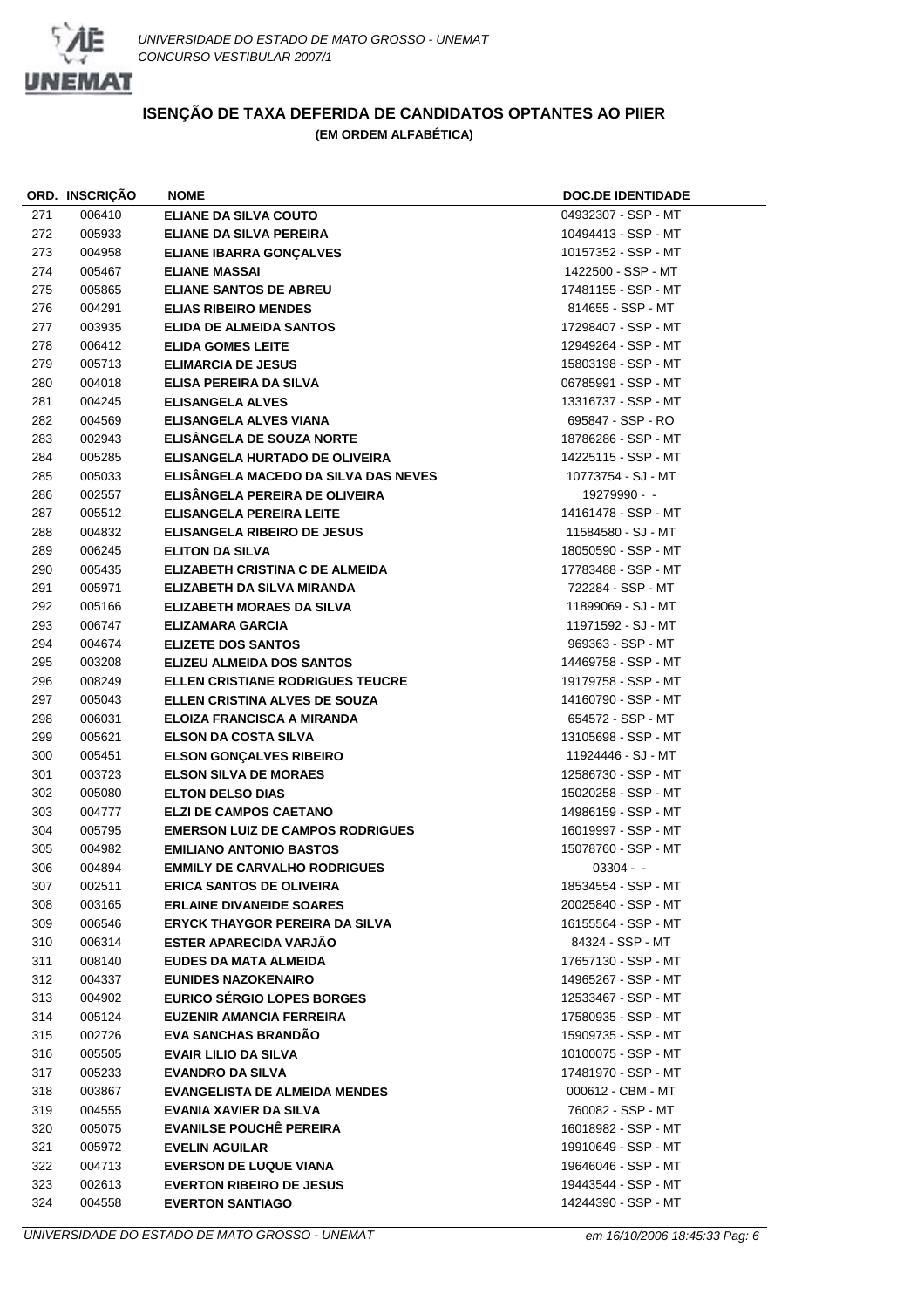## ISENÇÃO DE TAXA DEFERIDA DE CANDIDATOS OPTANTES AO PIIER

### (EM ORDEM ALFABÉTICA)

| ORD. | INSCRIÇÃO | NOME | DOC.DE IDENTIDADE |
|---|---|---|---|
| 271 | 006410 | **ELIANE DA SILVA COUTO** | 04932307 - SSP - MT |
| 272 | 005933 | **ELIANE DA SILVA PEREIRA** | 10494413 - SSP - MT |
| 273 | 004958 | **ELIANE IBARRA GONÇALVES** | 10157352 - SSP - MT |
| 274 | 005467 | **ELIANE MASSAI** | 1422500 - SSP - MT |
| 275 | 005865 | **ELIANE SANTOS DE ABREU** | 17481155 - SSP - MT |
| 276 | 004291 | **ELIAS RIBEIRO MENDES** | 814655 - SSP - MT |
| 277 | 003935 | **ELIDA DE ALMEIDA SANTOS** | 17298407 - SSP - MT |
| 278 | 006412 | **ELIDA GOMES LEITE** | 12949264 - SSP - MT |
| 279 | 005713 | **ELIMARCIA DE JESUS** | 15803198 - SSP - MT |
| 280 | 004018 | **ELISA PEREIRA DA SILVA** | 06785991 - SSP - MT |
| 281 | 004245 | **ELISANGELA ALVES** | 13316737 - SSP - MT |
| 282 | 004569 | **ELISANGELA ALVES VIANA** | 695847 - SSP - RO |
| 283 | 002943 | **ELISÂNGELA DE SOUZA NORTE** | 18786286 - SSP - MT |
| 284 | 005285 | **ELISANGELA HURTADO DE OLIVEIRA** | 14225115 - SSP - MT |
| 285 | 005033 | **ELISÂNGELA MACEDO DA SILVA DAS NEVES** | 10773754 - SJ - MT |
| 286 | 002557 | **ELISÂNGELA PEREIRA DE OLIVEIRA** | 19279990 - - |
| 287 | 005512 | **ELISANGELA PEREIRA LEITE** | 14161478 - SSP - MT |
| 288 | 004832 | **ELISANGELA RIBEIRO DE JESUS** | 11584580 - SJ - MT |
| 289 | 006245 | **ELITON DA SILVA** | 18050590 - SSP - MT |
| 290 | 005435 | **ELIZABETH CRISTINA C DE ALMEIDA** | 17783488 - SSP - MT |
| 291 | 005971 | **ELIZABETH DA SILVA MIRANDA** | 722284 - SSP - MT |
| 292 | 005166 | **ELIZABETH MORAES DA SILVA** | 11899069 - SJ - MT |
| 293 | 006747 | **ELIZAMARA GARCIA** | 11971592 - SJ - MT |
| 294 | 004674 | **ELIZETE DOS SANTOS** | 969363 - SSP - MT |
| 295 | 003208 | **ELIZEU ALMEIDA DOS SANTOS** | 14469758 - SSP - MT |
| 296 | 008249 | **ELLEN CRISTIANE RODRIGUES TEUCRE** | 19179758 - SSP - MT |
| 297 | 005043 | **ELLEN CRISTINA ALVES DE SOUZA** | 14160790 - SSP - MT |
| 298 | 006031 | **ELOIZA FRANCISCA A MIRANDA** | 654572 - SSP - MT |
| 299 | 005621 | **ELSON DA COSTA SILVA** | 13105698 - SSP - MT |
| 300 | 005451 | **ELSON GONÇALVES RIBEIRO** | 11924446 - SJ - MT |
| 301 | 003723 | **ELSON SILVA DE MORAES** | 12586730 - SSP - MT |
| 302 | 005080 | **ELTON DELSO DIAS** | 15020258 - SSP - MT |
| 303 | 004777 | **ELZI DE CAMPOS CAETANO** | 14986159 - SSP - MT |
| 304 | 005795 | **EMERSON LUIZ DE CAMPOS RODRIGUES** | 16019997 - SSP - MT |
| 305 | 004982 | **EMILIANO ANTONIO BASTOS** | 15078760 - SSP - MT |
| 306 | 004894 | **EMMILY DE CARVALHO RODRIGUES** | 03304 - - |
| 307 | 002511 | **ERICA SANTOS DE OLIVEIRA** | 18534554 - SSP - MT |
| 308 | 003165 | **ERLAINE DIVANEIDE SOARES** | 20025840 - SSP - MT |
| 309 | 006546 | **ERYCK THAYGOR PEREIRA DA SILVA** | 16155564 - SSP - MT |
| 310 | 006314 | **ESTER APARECIDA VARJÃO** | 84324 - SSP - MT |
| 311 | 008140 | **EUDES DA MATA ALMEIDA** | 17657130 - SSP - MT |
| 312 | 004337 | **EUNIDES NAZOKENAIRO** | 14965267 - SSP - MT |
| 313 | 004902 | **EURICO SÉRGIO LOPES BORGES** | 12533467 - SSP - MT |
| 314 | 005124 | **EUZENIR AMANCIA FERREIRA** | 17580935 - SSP - MT |
| 315 | 002726 | **EVA SANCHAS BRANDÃO** | 15909735 - SSP - MT |
| 316 | 005505 | **EVAIR LILIO DA SILVA** | 10100075 - SSP - MT |
| 317 | 005233 | **EVANDRO DA SILVA** | 17481970 - SSP - MT |
| 318 | 003867 | **EVANGELISTA DE ALMEIDA MENDES** | 000612 - CBM - MT |
| 319 | 004555 | **EVANIA XAVIER DA SILVA** | 760082 - SSP - MT |
| 320 | 005075 | **EVANILSE POUCHÊ PEREIRA** | 16018982 - SSP - MT |
| 321 | 005972 | **EVELIN AGUILAR** | 19910649 - SSP - MT |
| 322 | 004713 | **EVERSON DE LUQUE VIANA** | 19646046 - SSP - MT |
| 323 | 002613 | **EVERTON RIBEIRO DE JESUS** | 19443544 - SSP - MT |
| 324 | 004558 | **EVERTON SANTIAGO** | 14244390 - SSP - MT |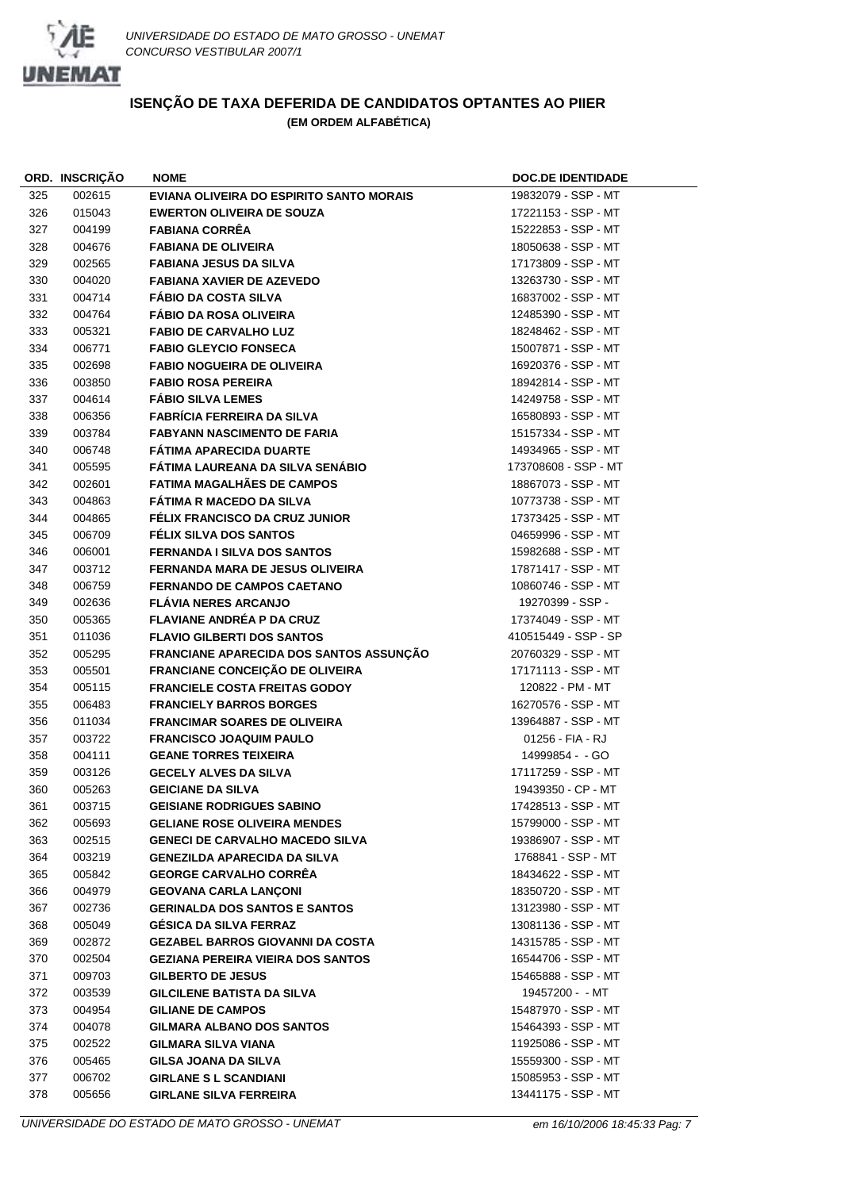## ISENÇÃO DE TAXA DEFERIDA DE CANDIDATOS OPTANTES AO PIIER

**(EM ORDEM ALFABÉTICA)**

| ORD. | INSCRIÇÃO | NOME | DOC.DE IDENTIDADE |
|---|---|---|---|
| 325 | 002615 | **EVIANA OLIVEIRA DO ESPIRITO SANTO MORAIS** | 19832079 - SSP - MT |
| 326 | 015043 | **EWERTON OLIVEIRA DE SOUZA** | 17221153 - SSP - MT |
| 327 | 004199 | **FABIANA CORRÊA** | 15222853 - SSP - MT |
| 328 | 004676 | **FABIANA DE OLIVEIRA** | 18050638 - SSP - MT |
| 329 | 002565 | **FABIANA JESUS DA SILVA** | 17173809 - SSP - MT |
| 330 | 004020 | **FABIANA XAVIER DE AZEVEDO** | 13263730 - SSP - MT |
| 331 | 004714 | **FÁBIO DA COSTA SILVA** | 16837002 - SSP - MT |
| 332 | 004764 | **FÁBIO DA ROSA OLIVEIRA** | 12485390 - SSP - MT |
| 333 | 005321 | **FABIO DE CARVALHO LUZ** | 18248462 - SSP - MT |
| 334 | 006771 | **FABIO GLEYCIO FONSECA** | 15007871 - SSP - MT |
| 335 | 002698 | **FABIO NOGUEIRA DE OLIVEIRA** | 16920376 - SSP - MT |
| 336 | 003850 | **FABIO ROSA PEREIRA** | 18942814 - SSP - MT |
| 337 | 004614 | **FÁBIO SILVA LEMES** | 14249758 - SSP - MT |
| 338 | 006356 | **FABRÍCIA FERREIRA DA SILVA** | 16580893 - SSP - MT |
| 339 | 003784 | **FABYANN NASCIMENTO DE FARIA** | 15157334 - SSP - MT |
| 340 | 006748 | **FÁTIMA APARECIDA DUARTE** | 14934965 - SSP - MT |
| 341 | 005595 | **FÁTIMA LAUREANA DA SILVA SENÁBIO** | 173708608 - SSP - MT |
| 342 | 002601 | **FATIMA MAGALHÃES DE CAMPOS** | 18867073 - SSP - MT |
| 343 | 004863 | **FÁTIMA R MACEDO DA SILVA** | 10773738 - SSP - MT |
| 344 | 004865 | **FÉLIX FRANCISCO DA CRUZ JUNIOR** | 17373425 - SSP - MT |
| 345 | 006709 | **FÉLIX SILVA DOS SANTOS** | 04659996 - SSP - MT |
| 346 | 006001 | **FERNANDA I SILVA DOS SANTOS** | 15982688 - SSP - MT |
| 347 | 003712 | **FERNANDA MARA DE JESUS OLIVEIRA** | 17871417 - SSP - MT |
| 348 | 006759 | **FERNANDO DE CAMPOS CAETANO** | 10860746 - SSP - MT |
| 349 | 002636 | **FLÁVIA NERES ARCANJO** | 19270399 - SSP - |
| 350 | 005365 | **FLAVIANE ANDRÉA P DA CRUZ** | 17374049 - SSP - MT |
| 351 | 011036 | **FLAVIO GILBERTI DOS SANTOS** | 410515449 - SSP - SP |
| 352 | 005295 | **FRANCIANE APARECIDA DOS SANTOS ASSUNÇÃO** | 20760329 - SSP - MT |
| 353 | 005501 | **FRANCIANE CONCEIÇÃO DE OLIVEIRA** | 17171113 - SSP - MT |
| 354 | 005115 | **FRANCIELE COSTA FREITAS GODOY** | 120822 - PM - MT |
| 355 | 006483 | **FRANCIELY BARROS BORGES** | 16270576 - SSP - MT |
| 356 | 011034 | **FRANCIMAR SOARES DE OLIVEIRA** | 13964887 - SSP - MT |
| 357 | 003722 | **FRANCISCO JOAQUIM PAULO** | 01256 - FIA - RJ |
| 358 | 004111 | **GEANE TORRES TEIXEIRA** | 14999854 - - GO |
| 359 | 003126 | **GECELY ALVES DA SILVA** | 17117259 - SSP - MT |
| 360 | 005263 | **GEICIANE DA SILVA** | 19439350 - CP - MT |
| 361 | 003715 | **GEISIANE RODRIGUES SABINO** | 17428513 - SSP - MT |
| 362 | 005693 | **GELIANE ROSE OLIVEIRA MENDES** | 15799000 - SSP - MT |
| 363 | 002515 | **GENECI DE CARVALHO MACEDO SILVA** | 19386907 - SSP - MT |
| 364 | 003219 | **GENEZILDA APARECIDA DA SILVA** | 1768841 - SSP - MT |
| 365 | 005842 | **GEORGE CARVALHO CORRÊA** | 18434622 - SSP - MT |
| 366 | 004979 | **GEOVANA CARLA LANÇONI** | 18350720 - SSP - MT |
| 367 | 002736 | **GERINALDA DOS SANTOS E SANTOS** | 13123980 - SSP - MT |
| 368 | 005049 | **GÉSICA DA SILVA FERRAZ** | 13081136 - SSP - MT |
| 369 | 002872 | **GEZABEL BARROS GIOVANNI DA COSTA** | 14315785 - SSP - MT |
| 370 | 002504 | **GEZIANA PEREIRA VIEIRA DOS SANTOS** | 16544706 - SSP - MT |
| 371 | 009703 | **GILBERTO DE JESUS** | 15465888 - SSP - MT |
| 372 | 003539 | **GILCILENE BATISTA DA SILVA** | 19457200 - - MT |
| 373 | 004954 | **GILIANE DE CAMPOS** | 15487970 - SSP - MT |
| 374 | 004078 | **GILMARA ALBANO DOS SANTOS** | 15464393 - SSP - MT |
| 375 | 002522 | **GILMARA SILVA VIANA** | 11925086 - SSP - MT |
| 376 | 005465 | **GILSA JOANA DA SILVA** | 15559300 - SSP - MT |
| 377 | 006702 | **GIRLANE S L SCANDIANI** | 15085953 - SSP - MT |
| 378 | 005656 | **GIRLANE SILVA FERREIRA** | 13441175 - SSP - MT |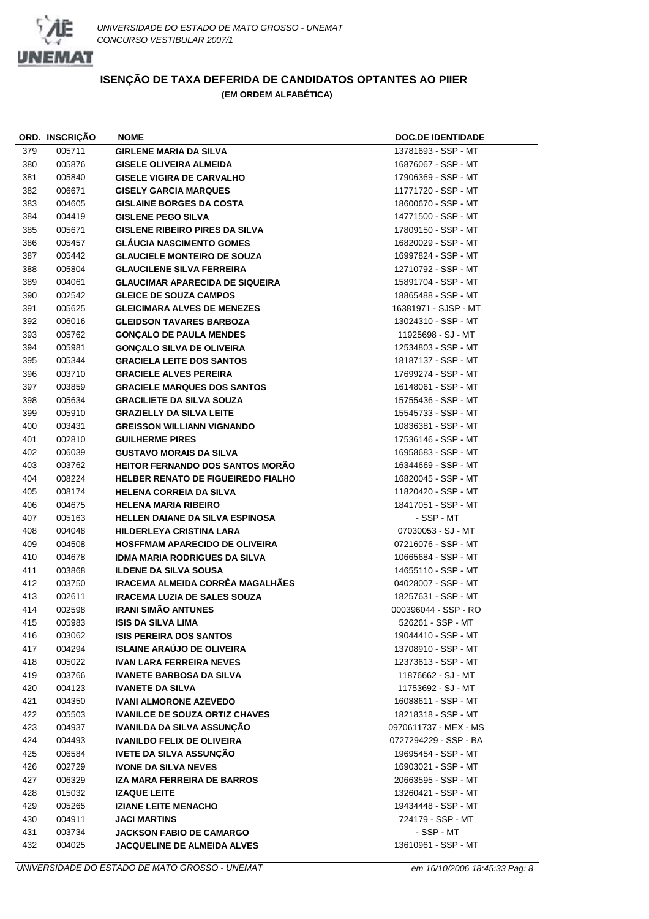# ISENÇÃO DE TAXA DEFERIDA DE CANDIDATOS OPTANTES AO PIIER

**(EM ORDEM ALFABÉTICA)**

| ORD. | INSCRIÇÃO | NOME | DOC.DE IDENTIDADE |
|---|---|---|---|
| 379 | 005711 | GIRLENE MARIA DA SILVA | 13781693 - SSP - MT |
| 380 | 005876 | GISELE OLIVEIRA ALMEIDA | 16876067 - SSP - MT |
| 381 | 005840 | GISELE VIGIRA DE CARVALHO | 17906369 - SSP - MT |
| 382 | 006671 | GISELY GARCIA MARQUES | 11771720 - SSP - MT |
| 383 | 004605 | GISLAINE BORGES DA COSTA | 18600670 - SSP - MT |
| 384 | 004419 | GISLENE PEGO SILVA | 14771500 - SSP - MT |
| 385 | 005671 | GISLENE RIBEIRO PIRES DA SILVA | 17809150 - SSP - MT |
| 386 | 005457 | GLÁUCIA NASCIMENTO GOMES | 16820029 - SSP - MT |
| 387 | 005442 | GLAUCIELE MONTEIRO DE SOUZA | 16997824 - SSP - MT |
| 388 | 005804 | GLAUCILENE SILVA FERREIRA | 12710792 - SSP - MT |
| 389 | 004061 | GLAUCIMAR APARECIDA DE SIQUEIRA | 15891704 - SSP - MT |
| 390 | 002542 | GLEICE DE SOUZA CAMPOS | 18865488 - SSP - MT |
| 391 | 005625 | GLEICIMARA ALVES DE MENEZES | 16381971 - SJSP - MT |
| 392 | 006016 | GLEIDSON TAVARES BARBOZA | 13024310 - SSP - MT |
| 393 | 005762 | GONÇALO DE PAULA MENDES | 11925698 - SJ - MT |
| 394 | 005981 | GONÇALO SILVA DE OLIVEIRA | 12534803 - SSP - MT |
| 395 | 005344 | GRACIELA LEITE DOS SANTOS | 18187137 - SSP - MT |
| 396 | 003710 | GRACIELE ALVES PEREIRA | 17699274 - SSP - MT |
| 397 | 003859 | GRACIELE MARQUES DOS SANTOS | 16148061 - SSP - MT |
| 398 | 005634 | GRACILIETE DA SILVA SOUZA | 15755436 - SSP - MT |
| 399 | 005910 | GRAZIELLY DA SILVA LEITE | 15545733 - SSP - MT |
| 400 | 003431 | GREISSON WILLIANN VIGNANDO | 10836381 - SSP - MT |
| 401 | 002810 | GUILHERME PIRES | 17536146 - SSP - MT |
| 402 | 006039 | GUSTAVO MORAIS DA SILVA | 16958683 - SSP - MT |
| 403 | 003762 | HEITOR FERNANDO DOS SANTOS MORÃO | 16344669 - SSP - MT |
| 404 | 008224 | HELBER RENATO DE FIGUEIREDO FIALHO | 16820045 - SSP - MT |
| 405 | 008174 | HELENA CORREIA DA SILVA | 11820420 - SSP - MT |
| 406 | 004675 | HELENA MARIA RIBEIRO | 18417051 - SSP - MT |
| 407 | 005163 | HELLEN DAIANE DA SILVA ESPINOSA | - SSP - MT |
| 408 | 004048 | HILDERLEYA CRISTINA LARA | 07030053 - SJ - MT |
| 409 | 004508 | HOSFFMAM APARECIDO DE OLIVEIRA | 07216076 - SSP - MT |
| 410 | 004678 | IDMA MARIA RODRIGUES DA SILVA | 10665684 - SSP - MT |
| 411 | 003868 | ILDENE DA SILVA SOUSA | 14655110 - SSP - MT |
| 412 | 003750 | IRACEMA ALMEIDA CORRÊA MAGALHÃES | 04028007 - SSP - MT |
| 413 | 002611 | IRACEMA LUZIA DE SALES SOUZA | 18257631 - SSP - MT |
| 414 | 002598 | IRANI SIMÃO ANTUNES | 000396044 - SSP - RO |
| 415 | 005983 | ISIS DA SILVA LIMA | 526261 - SSP - MT |
| 416 | 003062 | ISIS PEREIRA DOS SANTOS | 19044410 - SSP - MT |
| 417 | 004294 | ISLAINE ARAÚJO DE OLIVEIRA | 13708910 - SSP - MT |
| 418 | 005022 | IVAN LARA FERREIRA NEVES | 12373613 - SSP - MT |
| 419 | 003766 | IVANETE BARBOSA DA SILVA | 11876662 - SJ - MT |
| 420 | 004123 | IVANETE DA SILVA | 11753692 - SJ - MT |
| 421 | 004350 | IVANI ALMORONE AZEVEDO | 16088611 - SSP - MT |
| 422 | 005503 | IVANILCE DE SOUZA ORTIZ CHAVES | 18218318 - SSP - MT |
| 423 | 004937 | IVANILDA DA SILVA ASSUNÇÃO | 0970611737 - MEX - MS |
| 424 | 004493 | IVANILDO FELIX DE OLIVEIRA | 0727294229 - SSP - BA |
| 425 | 006584 | IVETE DA SILVA ASSUNÇÃO | 19695454 - SSP - MT |
| 426 | 002729 | IVONE DA SILVA NEVES | 16903021 - SSP - MT |
| 427 | 006329 | IZA MARA FERREIRA DE BARROS | 20663595 - SSP - MT |
| 428 | 015032 | IZAQUE LEITE | 13260421 - SSP - MT |
| 429 | 005265 | IZIANE LEITE MENACHO | 19434448 - SSP - MT |
| 430 | 004911 | JACI MARTINS | 724179 - SSP - MT |
| 431 | 003734 | JACKSON FABIO DE CAMARGO | - SSP - MT |
| 432 | 004025 | JACQUELINE DE ALMEIDA ALVES | 13610961 - SSP - MT |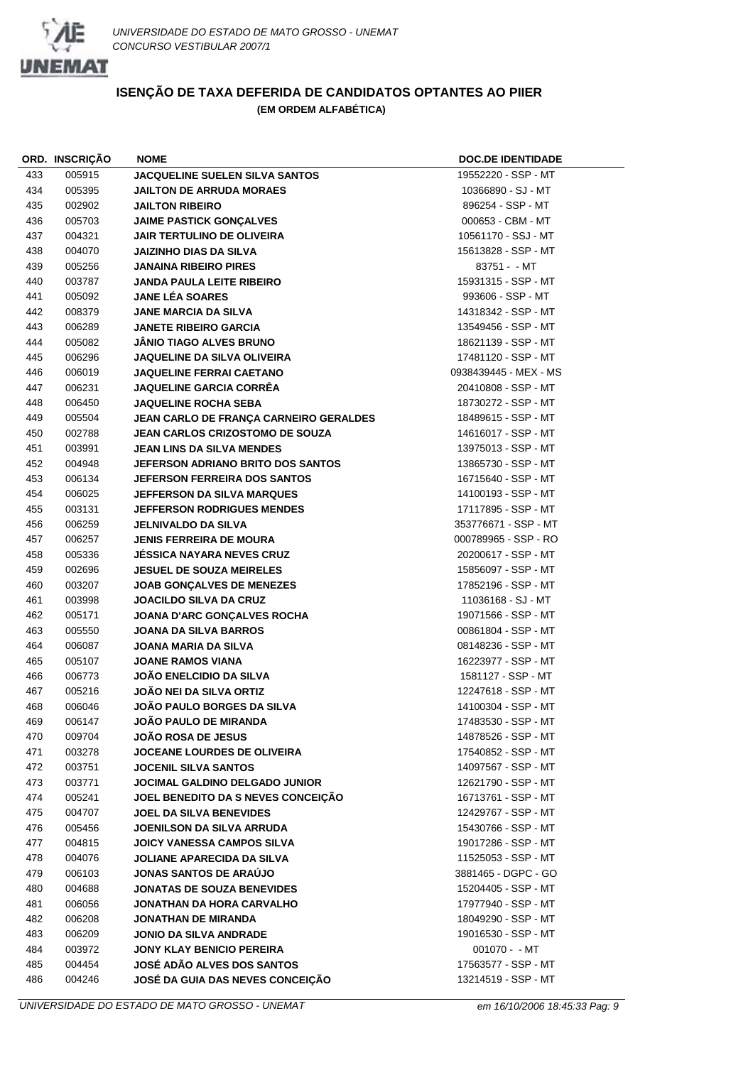## ISENÇÃO DE TAXA DEFERIDA DE CANDIDATOS OPTANTES AO PIIER

**(EM ORDEM ALFABÉTICA)**

| ORD. | INSCRIÇÃO | NOME | DOC.DE IDENTIDADE |
|---|---|---|---|
| 433 | 005915 | JACQUELINE SUELEN SILVA SANTOS | 19552220 - SSP - MT |
| 434 | 005395 | JAILTON DE ARRUDA MORAES | 10366890 - SJ - MT |
| 435 | 002902 | JAILTON RIBEIRO | 896254 - SSP - MT |
| 436 | 005703 | JAIME PASTICK GONÇALVES | 000653 - CBM - MT |
| 437 | 004321 | JAIR TERTULINO DE OLIVEIRA | 10561170 - SSJ - MT |
| 438 | 004070 | JAIZINHO DIAS DA SILVA | 15613828 - SSP - MT |
| 439 | 005256 | JANAINA RIBEIRO PIRES | 83751 - - MT |
| 440 | 003787 | JANDA PAULA LEITE RIBEIRO | 15931315 - SSP - MT |
| 441 | 005092 | JANE LÉA SOARES | 993606 - SSP - MT |
| 442 | 008379 | JANE MARCIA DA SILVA | 14318342 - SSP - MT |
| 443 | 006289 | JANETE RIBEIRO GARCIA | 13549456 - SSP - MT |
| 444 | 005082 | JÂNIO TIAGO ALVES BRUNO | 18621139 - SSP - MT |
| 445 | 006296 | JAQUELINE DA SILVA OLIVEIRA | 17481120 - SSP - MT |
| 446 | 006019 | JAQUELINE FERRAI CAETANO | 0938439445 - MEX - MS |
| 447 | 006231 | JAQUELINE GARCIA CORRÊA | 20410808 - SSP - MT |
| 448 | 006450 | JAQUELINE ROCHA SEBA | 18730272 - SSP - MT |
| 449 | 005504 | JEAN CARLO DE FRANÇA CARNEIRO GERALDES | 18489615 - SSP - MT |
| 450 | 002788 | JEAN CARLOS CRIZOSTOMO DE SOUZA | 14616017 - SSP - MT |
| 451 | 003991 | JEAN LINS DA SILVA MENDES | 13975013 - SSP - MT |
| 452 | 004948 | JEFERSON ADRIANO BRITO DOS SANTOS | 13865730 - SSP - MT |
| 453 | 006134 | JEFERSON FERREIRA DOS SANTOS | 16715640 - SSP - MT |
| 454 | 006025 | JEFFERSON DA SILVA MARQUES | 14100193 - SSP - MT |
| 455 | 003131 | JEFFERSON RODRIGUES MENDES | 17117895 - SSP - MT |
| 456 | 006259 | JELNIVALDO DA SILVA | 353776671 - SSP - MT |
| 457 | 006257 | JENIS FERREIRA DE MOURA | 000789965 - SSP - RO |
| 458 | 005336 | JÉSSICA NAYARA NEVES CRUZ | 20200617 - SSP - MT |
| 459 | 002696 | JESUEL DE SOUZA MEIRELES | 15856097 - SSP - MT |
| 460 | 003207 | JOAB GONÇALVES DE MENEZES | 17852196 - SSP - MT |
| 461 | 003998 | JOACILDO SILVA DA CRUZ | 11036168 - SJ - MT |
| 462 | 005171 | JOANA D'ARC GONÇALVES ROCHA | 19071566 - SSP - MT |
| 463 | 005550 | JOANA DA SILVA BARROS | 00861804 - SSP - MT |
| 464 | 006087 | JOANA MARIA DA SILVA | 08148236 - SSP - MT |
| 465 | 005107 | JOANE RAMOS VIANA | 16223977 - SSP - MT |
| 466 | 006773 | JOÃO ENELCIDIO DA SILVA | 1581127 - SSP - MT |
| 467 | 005216 | JOÃO NEI DA SILVA ORTIZ | 12247618 - SSP - MT |
| 468 | 006046 | JOÃO PAULO BORGES DA SILVA | 14100304 - SSP - MT |
| 469 | 006147 | JOÃO PAULO DE MIRANDA | 17483530 - SSP - MT |
| 470 | 009704 | JOÃO ROSA DE JESUS | 14878526 - SSP - MT |
| 471 | 003278 | JOCEANE LOURDES DE OLIVEIRA | 17540852 - SSP - MT |
| 472 | 003751 | JOCENIL SILVA SANTOS | 14097567 - SSP - MT |
| 473 | 003771 | JOCIMAL GALDINO DELGADO JUNIOR | 12621790 - SSP - MT |
| 474 | 005241 | JOEL BENEDITO DA S NEVES CONCEIÇÃO | 16713761 - SSP - MT |
| 475 | 004707 | JOEL DA SILVA BENEVIDES | 12429767 - SSP - MT |
| 476 | 005456 | JOENILSON DA SILVA ARRUDA | 15430766 - SSP - MT |
| 477 | 004815 | JOICY VANESSA CAMPOS SILVA | 19017286 - SSP - MT |
| 478 | 004076 | JOLIANE APARECIDA DA SILVA | 11525053 - SSP - MT |
| 479 | 006103 | JONAS SANTOS DE ARAÚJO | 3881465 - DGPC - GO |
| 480 | 004688 | JONATAS DE SOUZA BENEVIDES | 15204405 - SSP - MT |
| 481 | 006056 | JONATHAN DA HORA CARVALHO | 17977940 - SSP - MT |
| 482 | 006208 | JONATHAN DE MIRANDA | 18049290 - SSP - MT |
| 483 | 006209 | JONIO DA SILVA ANDRADE | 19016530 - SSP - MT |
| 484 | 003972 | JONY KLAY BENICIO PEREIRA | 001070 - - MT |
| 485 | 004454 | JOSÉ ADÃO ALVES DOS SANTOS | 17563577 - SSP - MT |
| 486 | 004246 | JOSÉ DA GUIA DAS NEVES CONCEIÇÃO | 13214519 - SSP - MT |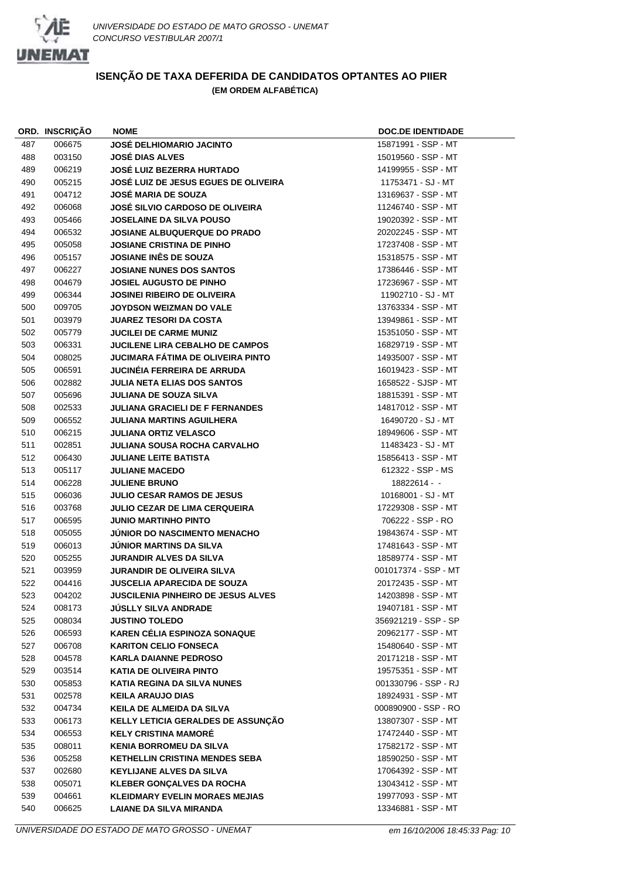## ISENÇÃO DE TAXA DEFERIDA DE CANDIDATOS OPTANTES AO PIIER

**(EM ORDEM ALFABÉTICA)**

| ORD. | INSCRIÇÃO | NOME | DOC.DE IDENTIDADE |
|---|---|---|---|
| 487 | 006675 | JOSÉ DELHIOMARIO JACINTO | 15871991 - SSP - MT |
| 488 | 003150 | JOSÉ DIAS ALVES | 15019560 - SSP - MT |
| 489 | 006219 | JOSÉ LUIZ BEZERRA HURTADO | 14199955 - SSP - MT |
| 490 | 005215 | JOSÉ LUIZ DE JESUS EGUES DE OLIVEIRA | 11753471 - SJ - MT |
| 491 | 004712 | JOSÉ MARIA DE SOUZA | 13169637 - SSP - MT |
| 492 | 006068 | JOSÉ SILVIO CARDOSO DE OLIVEIRA | 11246740 - SSP - MT |
| 493 | 005466 | JOSELAINE DA SILVA POUSO | 19020392 - SSP - MT |
| 494 | 006532 | JOSIANE ALBUQUERQUE DO PRADO | 20202245 - SSP - MT |
| 495 | 005058 | JOSIANE CRISTINA DE PINHO | 17237408 - SSP - MT |
| 496 | 005157 | JOSIANE INÊS DE SOUZA | 15318575 - SSP - MT |
| 497 | 006227 | JOSIANE NUNES DOS SANTOS | 17386446 - SSP - MT |
| 498 | 004679 | JOSIEL AUGUSTO DE PINHO | 17236967 - SSP - MT |
| 499 | 006344 | JOSINEI RIBEIRO DE OLIVEIRA | 11902710 - SJ - MT |
| 500 | 009705 | JOYDSON WEIZMAN DO VALE | 13763334 - SSP - MT |
| 501 | 003979 | JUAREZ TESORI DA COSTA | 13949861 - SSP - MT |
| 502 | 005779 | JUCILEI DE CARME MUNIZ | 15351050 - SSP - MT |
| 503 | 006331 | JUCILENE LIRA CEBALHO DE CAMPOS | 16829719 - SSP - MT |
| 504 | 008025 | JUCIMARA FÁTIMA DE OLIVEIRA PINTO | 14935007 - SSP - MT |
| 505 | 006591 | JUCINÉIA FERREIRA DE ARRUDA | 16019423 - SSP - MT |
| 506 | 002882 | JULIA NETA ELIAS DOS SANTOS | 1658522 - SJSP - MT |
| 507 | 005696 | JULIANA DE SOUZA SILVA | 18815391 - SSP - MT |
| 508 | 002533 | JULIANA GRACIELI DE F FERNANDES | 14817012 - SSP - MT |
| 509 | 006552 | JULIANA MARTINS AGUILHERA | 16490720 - SJ - MT |
| 510 | 006215 | JULIANA ORTIZ VELASCO | 18949606 - SSP - MT |
| 511 | 002851 | JULIANA SOUSA ROCHA CARVALHO | 11483423 - SJ - MT |
| 512 | 006430 | JULIANE LEITE BATISTA | 15856413 - SSP - MT |
| 513 | 005117 | JULIANE MACEDO | 612322 - SSP - MS |
| 514 | 006228 | JULIENE BRUNO | 18822614 - - |
| 515 | 006036 | JULIO CESAR RAMOS DE JESUS | 10168001 - SJ - MT |
| 516 | 003768 | JULIO CEZAR DE LIMA CERQUEIRA | 17229308 - SSP - MT |
| 517 | 006595 | JUNIO MARTINHO PINTO | 706222 - SSP - RO |
| 518 | 005055 | JÚNIOR DO NASCIMENTO MENACHO | 19843674 - SSP - MT |
| 519 | 006013 | JÚNIOR MARTINS DA SILVA | 17481643 - SSP - MT |
| 520 | 005255 | JURANDIR ALVES DA SILVA | 18589774 - SSP - MT |
| 521 | 003959 | JURANDIR DE OLIVEIRA SILVA | 001017374 - SSP - MT |
| 522 | 004416 | JUSCELIA APARECIDA DE SOUZA | 20172435 - SSP - MT |
| 523 | 004202 | JUSCILENIA PINHEIRO DE JESUS ALVES | 14203898 - SSP - MT |
| 524 | 008173 | JÚSLLY SILVA ANDRADE | 19407181 - SSP - MT |
| 525 | 008034 | JUSTINO TOLEDO | 356921219 - SSP - SP |
| 526 | 006593 | KAREN CÉLIA ESPINOZA SONAQUE | 20962177 - SSP - MT |
| 527 | 006708 | KARITON CELIO FONSECA | 15480640 - SSP - MT |
| 528 | 004578 | KARLA DAIANNE PEDROSO | 20171218 - SSP - MT |
| 529 | 003514 | KATIA DE OLIVEIRA PINTO | 19575351 - SSP - MT |
| 530 | 005853 | KATIA REGINA DA SILVA NUNES | 001330796 - SSP - RJ |
| 531 | 002578 | KEILA ARAUJO DIAS | 18924931 - SSP - MT |
| 532 | 004734 | KEILA DE ALMEIDA DA SILVA | 000890900 - SSP - RO |
| 533 | 006173 | KELLY LETICIA GERALDES DE ASSUNÇÃO | 13807307 - SSP - MT |
| 534 | 006553 | KELY CRISTINA MAMORÉ | 17472440 - SSP - MT |
| 535 | 008011 | KENIA BORROMEU DA SILVA | 17582172 - SSP - MT |
| 536 | 005258 | KETHELLIN CRISTINA MENDES SEBA | 18590250 - SSP - MT |
| 537 | 002680 | KEYLIJANE ALVES DA SILVA | 17064392 - SSP - MT |
| 538 | 005071 | KLEBER GONÇALVES DA ROCHA | 13043412 - SSP - MT |
| 539 | 004661 | KLEIDMARY EVELIN MORAES MEJIAS | 19977093 - SSP - MT |
| 540 | 006625 | LAIANE DA SILVA MIRANDA | 13346881 - SSP - MT |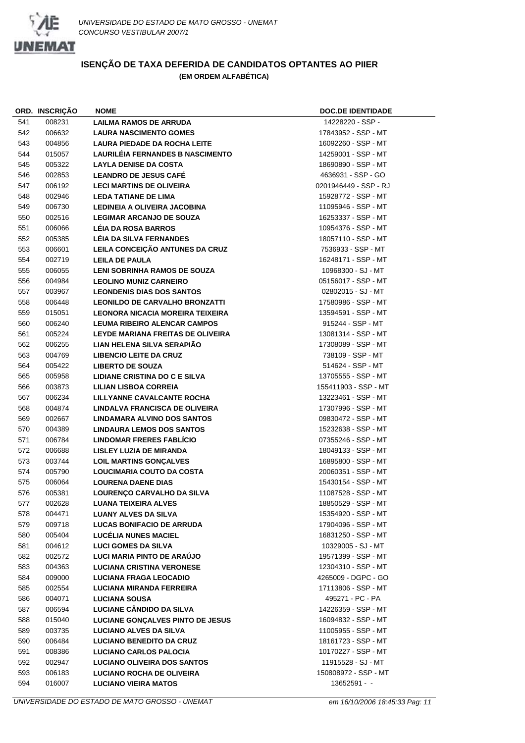# ISENÇÃO DE TAXA DEFERIDA DE CANDIDATOS OPTANTES AO PIIER

**(EM ORDEM ALFABÉTICA)**

| ORD. | INSCRIÇÃO | NOME | DOC.DE IDENTIDADE |
|---|---|---|---|
| 541 | 008231 | **LAILMA RAMOS DE ARRUDA** | 14228220 - SSP - |
| 542 | 006632 | **LAURA NASCIMENTO GOMES** | 17843952 - SSP - MT |
| 543 | 004856 | **LAURA PIEDADE DA ROCHA LEITE** | 16092260 - SSP - MT |
| 544 | 015057 | **LAURILÉIA FERNANDES B NASCIMENTO** | 14259001 - SSP - MT |
| 545 | 005322 | **LAYLA DENISE DA COSTA** | 18690890 - SSP - MT |
| 546 | 002853 | **LEANDRO DE JESUS CAFÉ** | 4636931 - SSP - GO |
| 547 | 006192 | **LECI MARTINS DE OLIVEIRA** | 0201946449 - SSP - RJ |
| 548 | 002946 | **LEDA TATIANE DE LIMA** | 15928772 - SSP - MT |
| 549 | 006730 | **LEDINEIA A OLIVEIRA JACOBINA** | 11095946 - SSP - MT |
| 550 | 002516 | **LEGIMAR ARCANJO DE SOUZA** | 16253337 - SSP - MT |
| 551 | 006066 | **LÉIA DA ROSA BARROS** | 10954376 - SSP - MT |
| 552 | 005385 | **LÉIA DA SILVA FERNANDES** | 18057110 - SSP - MT |
| 553 | 006601 | **LEILA CONCEIÇÃO ANTUNES DA CRUZ** | 7536933 - SSP - MT |
| 554 | 002719 | **LEILA DE PAULA** | 16248171 - SSP - MT |
| 555 | 006055 | **LENI SOBRINHA RAMOS DE SOUZA** | 10968300 - SJ - MT |
| 556 | 004984 | **LEOLINO MUNIZ CARNEIRO** | 05156017 - SSP - MT |
| 557 | 003967 | **LEONDENIS DIAS DOS SANTOS** | 02802015 - SJ - MT |
| 558 | 006448 | **LEONILDO DE CARVALHO BRONZATTI** | 17580986 - SSP - MT |
| 559 | 015051 | **LEONORA NICACIA MOREIRA TEIXEIRA** | 13594591 - SSP - MT |
| 560 | 006240 | **LEUMA RIBEIRO ALENCAR CAMPOS** | 915244 - SSP - MT |
| 561 | 005224 | **LEYDE MARIANA FREITAS DE OLIVEIRA** | 13081314 - SSP - MT |
| 562 | 006255 | **LIAN HELENA SILVA SERAPIÃO** | 17308089 - SSP - MT |
| 563 | 004769 | **LIBENCIO LEITE DA CRUZ** | 738109 - SSP - MT |
| 564 | 005422 | **LIBERTO DE SOUZA** | 514624 - SSP - MT |
| 565 | 005958 | **LIDIANE CRISTINA DO C E SILVA** | 13705555 - SSP - MT |
| 566 | 003873 | **LILIAN LISBOA CORREIA** | 155411903 - SSP - MT |
| 567 | 006234 | **LILLYANNE CAVALCANTE ROCHA** | 13223461 - SSP - MT |
| 568 | 004874 | **LINDALVA FRANCISCA DE OLIVEIRA** | 17307996 - SSP - MT |
| 569 | 002667 | **LINDAMARA ALVINO DOS SANTOS** | 09830472 - SSP - MT |
| 570 | 004389 | **LINDAURA LEMOS DOS SANTOS** | 15232638 - SSP - MT |
| 571 | 006784 | **LINDOMAR FRERES FABLÍCIO** | 07355246 - SSP - MT |
| 572 | 006688 | **LISLEY LUZIA DE MIRANDA** | 18049133 - SSP - MT |
| 573 | 003744 | **LOIL MARTINS GONÇALVES** | 16895800 - SSP - MT |
| 574 | 005790 | **LOUCIMARIA COUTO DA COSTA** | 20060351 - SSP - MT |
| 575 | 006064 | **LOURENA DAENE DIAS** | 15430154 - SSP - MT |
| 576 | 005381 | **LOURENÇO CARVALHO DA SILVA** | 11087528 - SSP - MT |
| 577 | 002628 | **LUANA TEIXEIRA ALVES** | 18850529 - SSP - MT |
| 578 | 004471 | **LUANY ALVES DA SILVA** | 15354920 - SSP - MT |
| 579 | 009718 | **LUCAS BONIFACIO DE ARRUDA** | 17904096 - SSP - MT |
| 580 | 005404 | **LUCÉLIA NUNES MACIEL** | 16831250 - SSP - MT |
| 581 | 004612 | **LUCI GOMES DA SILVA** | 10329005 - SJ - MT |
| 582 | 002572 | **LUCI MARIA PINTO DE ARAÚJO** | 19571399 - SSP - MT |
| 583 | 004363 | **LUCIANA CRISTINA VERONESE** | 12304310 - SSP - MT |
| 584 | 009000 | **LUCIANA FRAGA LEOCADIO** | 4265009 - DGPC - GO |
| 585 | 002554 | **LUCIANA MIRANDA FERREIRA** | 17113806 - SSP - MT |
| 586 | 004071 | **LUCIANA SOUSA** | 495271 - PC - PA |
| 587 | 006594 | **LUCIANE CÂNDIDO DA SILVA** | 14226359 - SSP - MT |
| 588 | 015040 | **LUCIANE GONÇALVES PINTO DE JESUS** | 16094832 - SSP - MT |
| 589 | 003735 | **LUCIANO ALVES DA SILVA** | 11005955 - SSP - MT |
| 590 | 006484 | **LUCIANO BENEDITO DA CRUZ** | 18161723 - SSP - MT |
| 591 | 008386 | **LUCIANO CARLOS PALOCIA** | 10170227 - SSP - MT |
| 592 | 002947 | **LUCIANO OLIVEIRA DOS SANTOS** | 11915528 - SJ - MT |
| 593 | 006183 | **LUCIANO ROCHA DE OLIVEIRA** | 150808972 - SSP - MT |
| 594 | 016007 | **LUCIANO VIEIRA MATOS** | 13652591 - - |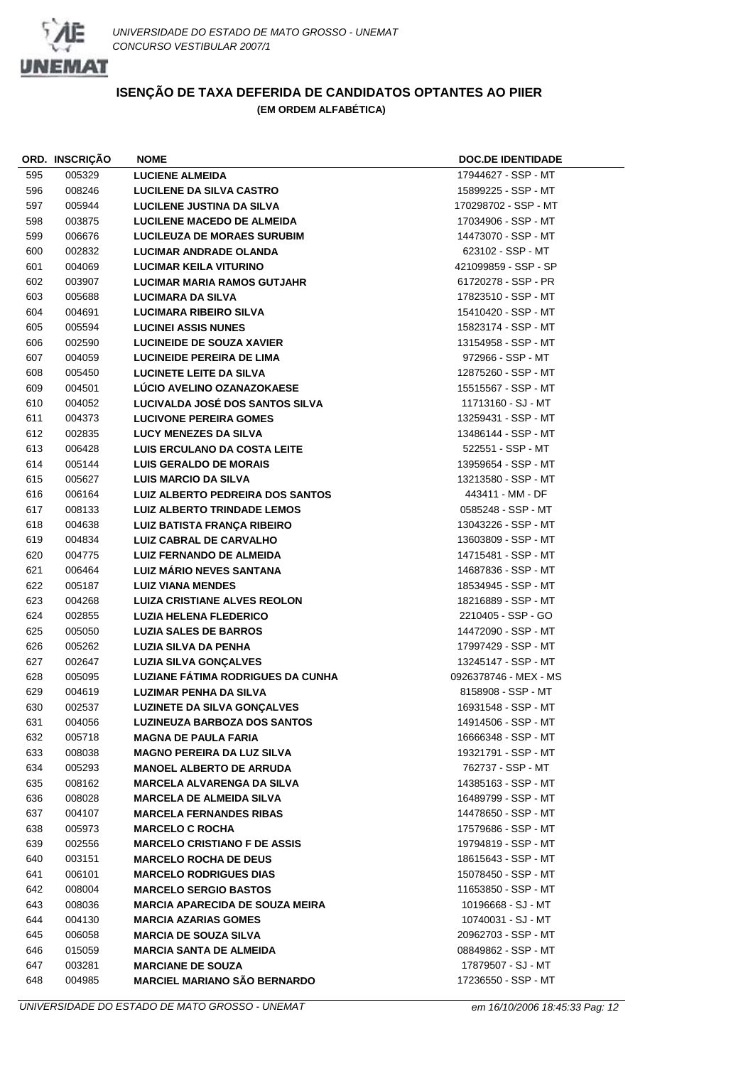## ISENÇÃO DE TAXA DEFERIDA DE CANDIDATOS OPTANTES AO PIIER

**(EM ORDEM ALFABÉTICA)**

| ORD. | INSCRIÇÃO | NOME | DOC.DE IDENTIDADE |
|---|---|---|---|
| 595 | 005329 | **LUCIENE ALMEIDA** | 17944627 - SSP - MT |
| 596 | 008246 | **LUCILENE DA SILVA CASTRO** | 15899225 - SSP - MT |
| 597 | 005944 | **LUCILENE JUSTINA DA SILVA** | 170298702 - SSP - MT |
| 598 | 003875 | **LUCILENE MACEDO DE ALMEIDA** | 17034906 - SSP - MT |
| 599 | 006676 | **LUCILEUZA DE MORAES SURUBIM** | 14473070 - SSP - MT |
| 600 | 002832 | **LUCIMAR ANDRADE OLANDA** | 623102 - SSP - MT |
| 601 | 004069 | **LUCIMAR KEILA VITURINO** | 421099859 - SSP - SP |
| 602 | 003907 | **LUCIMAR MARIA RAMOS GUTJAHR** | 61720278 - SSP - PR |
| 603 | 005688 | **LUCIMARA DA SILVA** | 17823510 - SSP - MT |
| 604 | 004691 | **LUCIMARA RIBEIRO SILVA** | 15410420 - SSP - MT |
| 605 | 005594 | **LUCINEI ASSIS NUNES** | 15823174 - SSP - MT |
| 606 | 002590 | **LUCINEIDE DE SOUZA XAVIER** | 13154958 - SSP - MT |
| 607 | 004059 | **LUCINEIDE PEREIRA DE LIMA** | 972966 - SSP - MT |
| 608 | 005450 | **LUCINETE LEITE DA SILVA** | 12875260 - SSP - MT |
| 609 | 004501 | **LÚCIO AVELINO OZANAZOKAESE** | 15515567 - SSP - MT |
| 610 | 004052 | **LUCIVALDA JOSÉ DOS SANTOS SILVA** | 11713160 - SJ - MT |
| 611 | 004373 | **LUCIVONE PEREIRA GOMES** | 13259431 - SSP - MT |
| 612 | 002835 | **LUCY MENEZES DA SILVA** | 13486144 - SSP - MT |
| 613 | 006428 | **LUIS ERCULANO DA COSTA LEITE** | 522551 - SSP - MT |
| 614 | 005144 | **LUIS GERALDO DE MORAIS** | 13959654 - SSP - MT |
| 615 | 005627 | **LUIS MARCIO DA SILVA** | 13213580 - SSP - MT |
| 616 | 006164 | **LUIZ ALBERTO PEDREIRA DOS SANTOS** | 443411 - MM - DF |
| 617 | 008133 | **LUIZ ALBERTO TRINDADE LEMOS** | 0585248 - SSP - MT |
| 618 | 004638 | **LUIZ BATISTA FRANÇA RIBEIRO** | 13043226 - SSP - MT |
| 619 | 004834 | **LUIZ CABRAL DE CARVALHO** | 13603809 - SSP - MT |
| 620 | 004775 | **LUIZ FERNANDO DE ALMEIDA** | 14715481 - SSP - MT |
| 621 | 006464 | **LUIZ MÁRIO NEVES SANTANA** | 14687836 - SSP - MT |
| 622 | 005187 | **LUIZ VIANA MENDES** | 18534945 - SSP - MT |
| 623 | 004268 | **LUIZA CRISTIANE ALVES REOLON** | 18216889 - SSP - MT |
| 624 | 002855 | **LUZIA HELENA FLEDERICO** | 2210405 - SSP - GO |
| 625 | 005050 | **LUZIA SALES DE BARROS** | 14472090 - SSP - MT |
| 626 | 005262 | **LUZIA SILVA DA PENHA** | 17997429 - SSP - MT |
| 627 | 002647 | **LUZIA SILVA GONÇALVES** | 13245147 - SSP - MT |
| 628 | 005095 | **LUZIANE FÁTIMA RODRIGUES DA CUNHA** | 0926378746 - MEX - MS |
| 629 | 004619 | **LUZIMAR PENHA DA SILVA** | 8158908 - SSP - MT |
| 630 | 002537 | **LUZINETE DA SILVA GONÇALVES** | 16931548 - SSP - MT |
| 631 | 004056 | **LUZINEUZA BARBOZA DOS SANTOS** | 14914506 - SSP - MT |
| 632 | 005718 | **MAGNA DE PAULA FARIA** | 16666348 - SSP - MT |
| 633 | 008038 | **MAGNO PEREIRA DA LUZ SILVA** | 19321791 - SSP - MT |
| 634 | 005293 | **MANOEL ALBERTO DE ARRUDA** | 762737 - SSP - MT |
| 635 | 008162 | **MARCELA ALVARENGA DA SILVA** | 14385163 - SSP - MT |
| 636 | 008028 | **MARCELA DE ALMEIDA SILVA** | 16489799 - SSP - MT |
| 637 | 004107 | **MARCELA FERNANDES RIBAS** | 14478650 - SSP - MT |
| 638 | 005973 | **MARCELO C ROCHA** | 17579686 - SSP - MT |
| 639 | 002556 | **MARCELO CRISTIANO F DE ASSIS** | 19794819 - SSP - MT |
| 640 | 003151 | **MARCELO ROCHA DE DEUS** | 18615643 - SSP - MT |
| 641 | 006101 | **MARCELO RODRIGUES DIAS** | 15078450 - SSP - MT |
| 642 | 008004 | **MARCELO SERGIO BASTOS** | 11653850 - SSP - MT |
| 643 | 008036 | **MARCIA APARECIDA DE SOUZA MEIRA** | 10196668 - SJ - MT |
| 644 | 004130 | **MARCIA AZARIAS GOMES** | 10740031 - SJ - MT |
| 645 | 006058 | **MARCIA DE SOUZA SILVA** | 20962703 - SSP - MT |
| 646 | 015059 | **MARCIA SANTA DE ALMEIDA** | 08849862 - SSP - MT |
| 647 | 003281 | **MARCIANE DE SOUZA** | 17879507 - SJ - MT |
| 648 | 004985 | **MARCIEL MARIANO SÃO BERNARDO** | 17236550 - SSP - MT |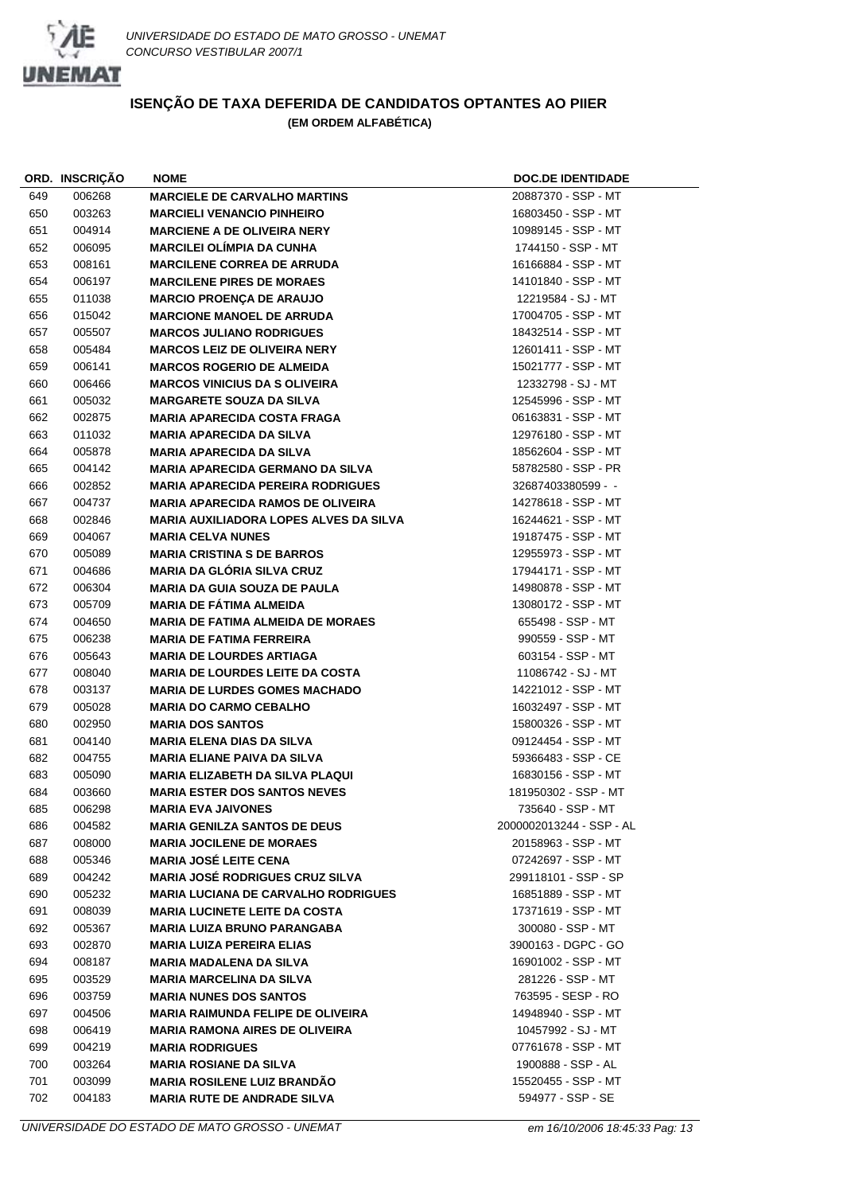## ISENÇÃO DE TAXA DEFERIDA DE CANDIDATOS OPTANTES AO PIIER

**(EM ORDEM ALFABÉTICA)**

| ORD. | INSCRIÇÃO | NOME | DOC.DE IDENTIDADE |
|---|---|---|---|
| 649 | 006268 | **MARCIELE DE CARVALHO MARTINS** | 20887370 - SSP - MT |
| 650 | 003263 | **MARCIELI VENANCIO PINHEIRO** | 16803450 - SSP - MT |
| 651 | 004914 | **MARCIENE A DE OLIVEIRA NERY** | 10989145 - SSP - MT |
| 652 | 006095 | **MARCILEI OLÍMPIA DA CUNHA** | 1744150 - SSP - MT |
| 653 | 008161 | **MARCILENE CORREA DE ARRUDA** | 16166884 - SSP - MT |
| 654 | 006197 | **MARCILENE PIRES DE MORAES** | 14101840 - SSP - MT |
| 655 | 011038 | **MARCIO PROENÇA DE ARAUJO** | 12219584 - SJ - MT |
| 656 | 015042 | **MARCIONE MANOEL DE ARRUDA** | 17004705 - SSP - MT |
| 657 | 005507 | **MARCOS JULIANO RODRIGUES** | 18432514 - SSP - MT |
| 658 | 005484 | **MARCOS LEIZ DE OLIVEIRA NERY** | 12601411 - SSP - MT |
| 659 | 006141 | **MARCOS ROGERIO DE ALMEIDA** | 15021777 - SSP - MT |
| 660 | 006466 | **MARCOS VINICIUS DA S OLIVEIRA** | 12332798 - SJ - MT |
| 661 | 005032 | **MARGARETE SOUZA DA SILVA** | 12545996 - SSP - MT |
| 662 | 002875 | **MARIA APARECIDA COSTA FRAGA** | 06163831 - SSP - MT |
| 663 | 011032 | **MARIA APARECIDA DA SILVA** | 12976180 - SSP - MT |
| 664 | 005878 | **MARIA APARECIDA DA SILVA** | 18562604 - SSP - MT |
| 665 | 004142 | **MARIA APARECIDA GERMANO DA SILVA** | 58782580 - SSP - PR |
| 666 | 002852 | **MARIA APARECIDA PEREIRA RODRIGUES** | 32687403380599 - - |
| 667 | 004737 | **MARIA APARECIDA RAMOS DE OLIVEIRA** | 14278618 - SSP - MT |
| 668 | 002846 | **MARIA AUXILIADORA LOPES ALVES DA SILVA** | 16244621 - SSP - MT |
| 669 | 004067 | **MARIA CELVA NUNES** | 19187475 - SSP - MT |
| 670 | 005089 | **MARIA CRISTINA S DE BARROS** | 12955973 - SSP - MT |
| 671 | 004686 | **MARIA DA GLÓRIA SILVA CRUZ** | 17944171 - SSP - MT |
| 672 | 006304 | **MARIA DA GUIA SOUZA DE PAULA** | 14980878 - SSP - MT |
| 673 | 005709 | **MARIA DE FÁTIMA ALMEIDA** | 13080172 - SSP - MT |
| 674 | 004650 | **MARIA DE FATIMA ALMEIDA DE MORAES** | 655498 - SSP - MT |
| 675 | 006238 | **MARIA DE FATIMA FERREIRA** | 990559 - SSP - MT |
| 676 | 005643 | **MARIA DE LOURDES ARTIAGA** | 603154 - SSP - MT |
| 677 | 008040 | **MARIA DE LOURDES LEITE DA COSTA** | 11086742 - SJ - MT |
| 678 | 003137 | **MARIA DE LURDES GOMES MACHADO** | 14221012 - SSP - MT |
| 679 | 005028 | **MARIA DO CARMO CEBALHO** | 16032497 - SSP - MT |
| 680 | 002950 | **MARIA DOS SANTOS** | 15800326 - SSP - MT |
| 681 | 004140 | **MARIA ELENA DIAS DA SILVA** | 09124454 - SSP - MT |
| 682 | 004755 | **MARIA ELIANE PAIVA DA SILVA** | 59366483 - SSP - CE |
| 683 | 005090 | **MARIA ELIZABETH DA SILVA PLAQUI** | 16830156 - SSP - MT |
| 684 | 003660 | **MARIA ESTER DOS SANTOS NEVES** | 181950302 - SSP - MT |
| 685 | 006298 | **MARIA EVA JAIVONES** | 735640 - SSP - MT |
| 686 | 004582 | **MARIA GENILZA SANTOS DE DEUS** | 2000002013244 - SSP - AL |
| 687 | 008000 | **MARIA JOCILENE DE MORAES** | 20158963 - SSP - MT |
| 688 | 005346 | **MARIA JOSÉ LEITE CENA** | 07242697 - SSP - MT |
| 689 | 004242 | **MARIA JOSÉ RODRIGUES CRUZ SILVA** | 299118101 - SSP - SP |
| 690 | 005232 | **MARIA LUCIANA DE CARVALHO RODRIGUES** | 16851889 - SSP - MT |
| 691 | 008039 | **MARIA LUCINETE LEITE DA COSTA** | 17371619 - SSP - MT |
| 692 | 005367 | **MARIA LUIZA BRUNO PARANGABA** | 300080 - SSP - MT |
| 693 | 002870 | **MARIA LUIZA PEREIRA ELIAS** | 3900163 - DGPC - GO |
| 694 | 008187 | **MARIA MADALENA DA SILVA** | 16901002 - SSP - MT |
| 695 | 003529 | **MARIA MARCELINA DA SILVA** | 281226 - SSP - MT |
| 696 | 003759 | **MARIA NUNES DOS SANTOS** | 763595 - SESP - RO |
| 697 | 004506 | **MARIA RAIMUNDA FELIPE DE OLIVEIRA** | 14948940 - SSP - MT |
| 698 | 006419 | **MARIA RAMONA AIRES DE OLIVEIRA** | 10457992 - SJ - MT |
| 699 | 004219 | **MARIA RODRIGUES** | 07761678 - SSP - MT |
| 700 | 003264 | **MARIA ROSIANE DA SILVA** | 1900888 - SSP - AL |
| 701 | 003099 | **MARIA ROSILENE LUIZ BRANDÃO** | 15520455 - SSP - MT |
| 702 | 004183 | **MARIA RUTE DE ANDRADE SILVA** | 594977 - SSP - SE |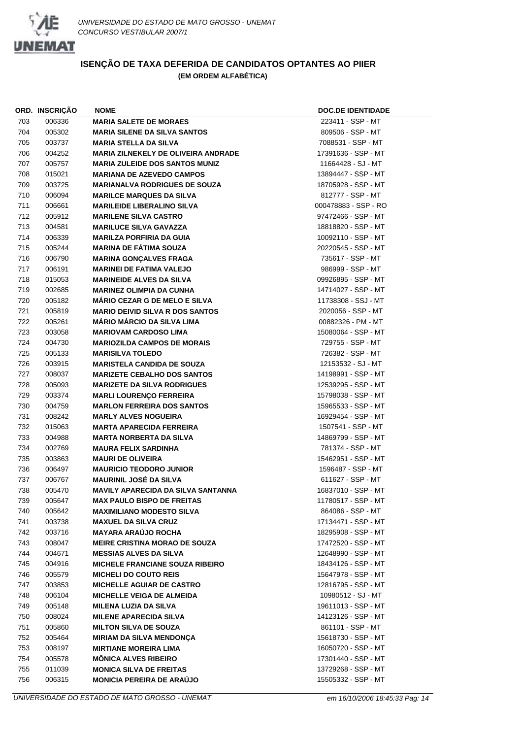## ISENÇÃO DE TAXA DEFERIDA DE CANDIDATOS OPTANTES AO PIIER

**(EM ORDEM ALFABÉTICA)**

| ORD. | INSCRIÇÃO | NOME | DOC.DE IDENTIDADE |
|---|---|---|---|
| 703 | 006336 | **MARIA SALETE DE MORAES** | 223411 - SSP - MT |
| 704 | 005302 | **MARIA SILENE DA SILVA SANTOS** | 809506 - SSP - MT |
| 705 | 003737 | **MARIA STELLA DA SILVA** | 7088531 - SSP - MT |
| 706 | 004252 | **MARIA ZILNEKELY DE OLIVEIRA ANDRADE** | 17391636 - SSP - MT |
| 707 | 005757 | **MARIA ZULEIDE DOS SANTOS MUNIZ** | 11664428 - SJ - MT |
| 708 | 015021 | **MARIANA DE AZEVEDO CAMPOS** | 13894447 - SSP - MT |
| 709 | 003725 | **MARIANALVA RODRIGUES DE SOUZA** | 18705928 - SSP - MT |
| 710 | 006094 | **MARILCE MARQUES DA SILVA** | 812777 - SSP - MT |
| 711 | 006661 | **MARILEIDE LIBERALINO SILVA** | 000478883 - SSP - RO |
| 712 | 005912 | **MARILENE SILVA CASTRO** | 97472466 - SSP - MT |
| 713 | 004581 | **MARILUCE SILVA GAVAZZA** | 18818820 - SSP - MT |
| 714 | 006339 | **MARILZA PORFIRIA DA GUIA** | 10092110 - SSP - MT |
| 715 | 005244 | **MARINA DE FÁTIMA SOUZA** | 20220545 - SSP - MT |
| 716 | 006790 | **MARINA GONÇALVES FRAGA** | 735617 - SSP - MT |
| 717 | 006191 | **MARINEI DE FATIMA VALEJO** | 986999 - SSP - MT |
| 718 | 015053 | **MARINEIDE ALVES DA SILVA** | 09926895 - SSP - MT |
| 719 | 002685 | **MARINEZ OLIMPIA DA CUNHA** | 14714027 - SSP - MT |
| 720 | 005182 | **MÁRIO CEZAR G DE MELO E SILVA** | 11738308 - SSJ - MT |
| 721 | 005819 | **MARIO DEIVID SILVA R DOS SANTOS** | 2020056 - SSP - MT |
| 722 | 005261 | **MÁRIO MÁRCIO DA SILVA LIMA** | 00882326 - PM - MT |
| 723 | 003058 | **MARIOVAM CARDOSO LIMA** | 15080064 - SSP - MT |
| 724 | 004730 | **MARIOZILDA CAMPOS DE MORAIS** | 729755 - SSP - MT |
| 725 | 005133 | **MARISILVA TOLEDO** | 726382 - SSP - MT |
| 726 | 003915 | **MARISTELA CANDIDA DE SOUZA** | 12153532 - SJ - MT |
| 727 | 008037 | **MARIZETE CEBALHO DOS SANTOS** | 14198991 - SSP - MT |
| 728 | 005093 | **MARIZETE DA SILVA RODRIGUES** | 12539295 - SSP - MT |
| 729 | 003374 | **MARLI LOURENÇO FERREIRA** | 15798038 - SSP - MT |
| 730 | 004759 | **MARLON FERREIRA DOS SANTOS** | 15965533 - SSP - MT |
| 731 | 008242 | **MARLY ALVES NOGUEIRA** | 16929454 - SSP - MT |
| 732 | 015063 | **MARTA APARECIDA FERREIRA** | 1507541 - SSP - MT |
| 733 | 004988 | **MARTA NORBERTA DA SILVA** | 14869799 - SSP - MT |
| 734 | 002769 | **MAURA FELIX SARDINHA** | 781374 - SSP - MT |
| 735 | 003863 | **MAURI DE OLIVEIRA** | 15462951 - SSP - MT |
| 736 | 006497 | **MAURICIO TEODORO JUNIOR** | 1596487 - SSP - MT |
| 737 | 006767 | **MAURINIL JOSÉ DA SILVA** | 611627 - SSP - MT |
| 738 | 005470 | **MAVILY APARECIDA DA SILVA SANTANNA** | 16837010 - SSP - MT |
| 739 | 005647 | **MAX PAULO BISPO DE FREITAS** | 11780517 - SSP - MT |
| 740 | 005642 | **MAXIMILIANO MODESTO SILVA** | 864086 - SSP - MT |
| 741 | 003738 | **MAXUEL DA SILVA CRUZ** | 17134471 - SSP - MT |
| 742 | 003716 | **MAYARA ARAÚJO ROCHA** | 18295908 - SSP - MT |
| 743 | 008047 | **MEIRE CRISTINA MORAO DE SOUZA** | 17472520 - SSP - MT |
| 744 | 004671 | **MESSIAS ALVES DA SILVA** | 12648990 - SSP - MT |
| 745 | 004916 | **MICHELE FRANCIANE SOUZA RIBEIRO** | 18434126 - SSP - MT |
| 746 | 005579 | **MICHELI DO COUTO REIS** | 15647978 - SSP - MT |
| 747 | 003853 | **MICHELLE AGUIAR DE CASTRO** | 12816795 - SSP - MT |
| 748 | 006104 | **MICHELLE VEIGA DE ALMEIDA** | 10980512 - SJ - MT |
| 749 | 005148 | **MILENA LUZIA DA SILVA** | 19611013 - SSP - MT |
| 750 | 008024 | **MILENE APARECIDA SILVA** | 14123126 - SSP - MT |
| 751 | 005860 | **MILTON SILVA DE SOUZA** | 861101 - SSP - MT |
| 752 | 005464 | **MIRIAM DA SILVA MENDONÇA** | 15618730 - SSP - MT |
| 753 | 008197 | **MIRTIANE MOREIRA LIMA** | 16050720 - SSP - MT |
| 754 | 005578 | **MÔNICA ALVES RIBEIRO** | 17301440 - SSP - MT |
| 755 | 011039 | **MONICA SILVA DE FREITAS** | 13729268 - SSP - MT |
| 756 | 006315 | **MONICIA PEREIRA DE ARAÚJO** | 15505332 - SSP - MT |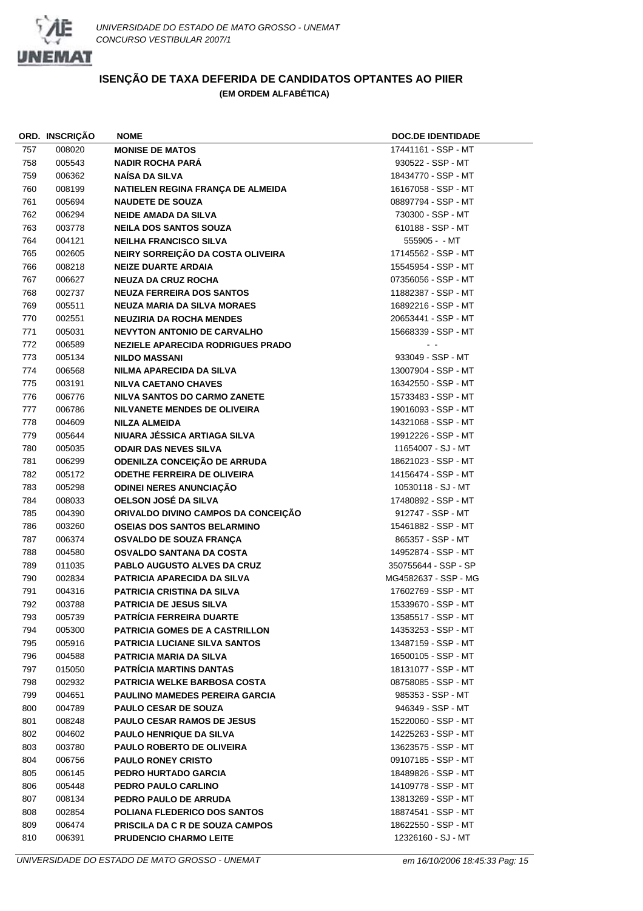## ISENÇÃO DE TAXA DEFERIDA DE CANDIDATOS OPTANTES AO PIIER

**(EM ORDEM ALFABÉTICA)**

| ORD. | INSCRIÇÃO | NOME | DOC.DE IDENTIDADE |
|---|---|---|---|
| 757 | 008020 | MONISE DE MATOS | 17441161 - SSP - MT |
| 758 | 005543 | NADIR ROCHA PARÁ | 930522 - SSP - MT |
| 759 | 006362 | NAÍSA DA SILVA | 18434770 - SSP - MT |
| 760 | 008199 | NATIELEN REGINA FRANÇA DE ALMEIDA | 16167058 - SSP - MT |
| 761 | 005694 | NAUDETE DE SOUZA | 08897794 - SSP - MT |
| 762 | 006294 | NEIDE AMADA DA SILVA | 730300 - SSP - MT |
| 763 | 003778 | NEILA DOS SANTOS SOUZA | 610188 - SSP - MT |
| 764 | 004121 | NEILHA FRANCISCO SILVA | 555905 - - MT |
| 765 | 002605 | NEIRY SORREIÇÃO DA COSTA OLIVEIRA | 17145562 - SSP - MT |
| 766 | 008218 | NEIZE DUARTE ARDAIA | 15545954 - SSP - MT |
| 767 | 006627 | NEUZA DA CRUZ ROCHA | 07356056 - SSP - MT |
| 768 | 002737 | NEUZA FERREIRA DOS SANTOS | 11882387 - SSP - MT |
| 769 | 005511 | NEUZA MARIA DA SILVA MORAES | 16892216 - SSP - MT |
| 770 | 002551 | NEUZIRIA DA ROCHA MENDES | 20653441 - SSP - MT |
| 771 | 005031 | NEVYTON ANTONIO DE CARVALHO | 15668339 - SSP - MT |
| 772 | 006589 | NEZIELE APARECIDA RODRIGUES PRADO | - - |
| 773 | 005134 | NILDO MASSANI | 933049 - SSP - MT |
| 774 | 006568 | NILMA APARECIDA DA SILVA | 13007904 - SSP - MT |
| 775 | 003191 | NILVA CAETANO CHAVES | 16342550 - SSP - MT |
| 776 | 006776 | NILVA SANTOS DO CARMO ZANETE | 15733483 - SSP - MT |
| 777 | 006786 | NILVANETE MENDES DE OLIVEIRA | 19016093 - SSP - MT |
| 778 | 004609 | NILZA ALMEIDA | 14321068 - SSP - MT |
| 779 | 005644 | NIUARA JÉSSICA ARTIAGA SILVA | 19912226 - SSP - MT |
| 780 | 005035 | ODAIR DAS NEVES SILVA | 11654007 - SJ - MT |
| 781 | 006299 | ODENILZA CONCEIÇÃO DE ARRUDA | 18621023 - SSP - MT |
| 782 | 005172 | ODETHE FERREIRA DE OLIVEIRA | 14156474 - SSP - MT |
| 783 | 005298 | ODINEI NERES ANUNCIAÇÃO | 10530118 - SJ - MT |
| 784 | 008033 | OELSON JOSÉ DA SILVA | 17480892 - SSP - MT |
| 785 | 004390 | ORIVALDO DIVINO CAMPOS DA CONCEIÇÃO | 912747 - SSP - MT |
| 786 | 003260 | OSEIAS DOS SANTOS BELARMINO | 15461882 - SSP - MT |
| 787 | 006374 | OSVALDO DE SOUZA FRANÇA | 865357 - SSP - MT |
| 788 | 004580 | OSVALDO SANTANA DA COSTA | 14952874 - SSP - MT |
| 789 | 011035 | PABLO AUGUSTO ALVES DA CRUZ | 350755644 - SSP - SP |
| 790 | 002834 | PATRICIA APARECIDA DA SILVA | MG4582637 - SSP - MG |
| 791 | 004316 | PATRICIA CRISTINA DA SILVA | 17602769 - SSP - MT |
| 792 | 003788 | PATRICIA DE JESUS SILVA | 15339670 - SSP - MT |
| 793 | 005739 | PATRÍCIA FERREIRA DUARTE | 13585517 - SSP - MT |
| 794 | 005300 | PATRICIA GOMES DE A CASTRILLON | 14353253 - SSP - MT |
| 795 | 005916 | PATRICIA LUCIANE SILVA SANTOS | 13487159 - SSP - MT |
| 796 | 004588 | PATRICIA MARIA DA SILVA | 16500105 - SSP - MT |
| 797 | 015050 | PATRÍCIA MARTINS DANTAS | 18131077 - SSP - MT |
| 798 | 002932 | PATRICIA WELKE BARBOSA COSTA | 08758085 - SSP - MT |
| 799 | 004651 | PAULINO MAMEDES PEREIRA GARCIA | 985353 - SSP - MT |
| 800 | 004789 | PAULO CESAR DE SOUZA | 946349 - SSP - MT |
| 801 | 008248 | PAULO CESAR RAMOS DE JESUS | 15220060 - SSP - MT |
| 802 | 004602 | PAULO HENRIQUE DA SILVA | 14225263 - SSP - MT |
| 803 | 003780 | PAULO ROBERTO DE OLIVEIRA | 13623575 - SSP - MT |
| 804 | 006756 | PAULO RONEY CRISTO | 09107185 - SSP - MT |
| 805 | 006145 | PEDRO HURTADO GARCIA | 18489826 - SSP - MT |
| 806 | 005448 | PEDRO PAULO CARLINO | 14109778 - SSP - MT |
| 807 | 008134 | PEDRO PAULO DE ARRUDA | 13813269 - SSP - MT |
| 808 | 002854 | POLIANA FLEDERICO DOS SANTOS | 18874541 - SSP - MT |
| 809 | 006474 | PRISCILA DA C R DE SOUZA CAMPOS | 18622550 - SSP - MT |
| 810 | 006391 | PRUDENCIO CHARMO LEITE | 12326160 - SJ - MT |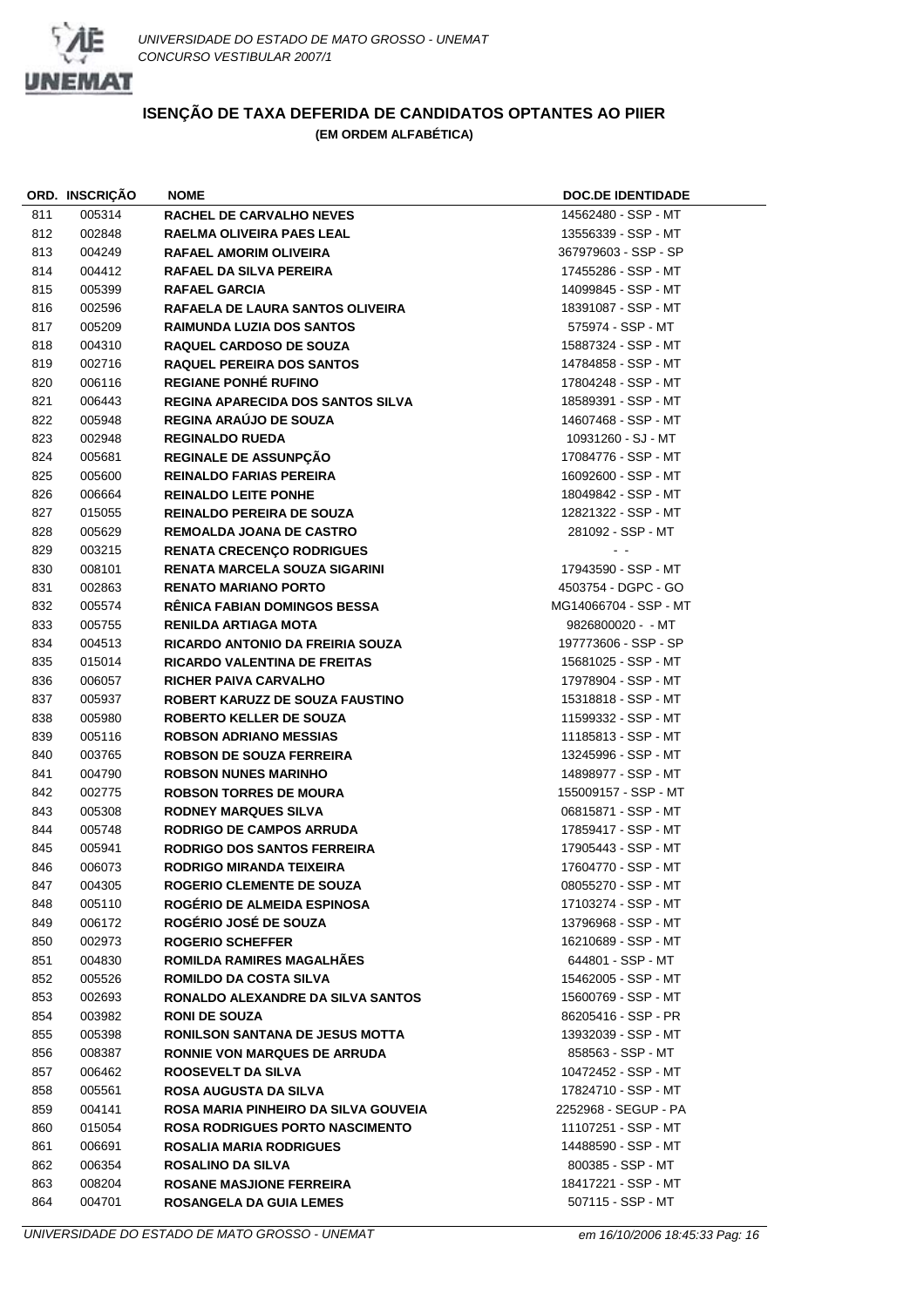## ISENÇÃO DE TAXA DEFERIDA DE CANDIDATOS OPTANTES AO PIIER

**(EM ORDEM ALFABÉTICA)**

| ORD. | INSCRIÇÃO | NOME | DOC.DE IDENTIDADE |
|---|---|---|---|
| 811 | 005314 | RACHEL DE CARVALHO NEVES | 14562480 - SSP - MT |
| 812 | 002848 | RAELMA OLIVEIRA PAES LEAL | 13556339 - SSP - MT |
| 813 | 004249 | RAFAEL AMORIM OLIVEIRA | 367979603 - SSP - SP |
| 814 | 004412 | RAFAEL DA SILVA PEREIRA | 17455286 - SSP - MT |
| 815 | 005399 | RAFAEL GARCIA | 14099845 - SSP - MT |
| 816 | 002596 | RAFAELA DE LAURA SANTOS OLIVEIRA | 18391087 - SSP - MT |
| 817 | 005209 | RAIMUNDA LUZIA DOS SANTOS | 575974 - SSP - MT |
| 818 | 004310 | RAQUEL CARDOSO DE SOUZA | 15887324 - SSP - MT |
| 819 | 002716 | RAQUEL PEREIRA DOS SANTOS | 14784858 - SSP - MT |
| 820 | 006116 | REGIANE PONHÉ RUFINO | 17804248 - SSP - MT |
| 821 | 006443 | REGINA APARECIDA DOS SANTOS SILVA | 18589391 - SSP - MT |
| 822 | 005948 | REGINA ARAÚJO DE SOUZA | 14607468 - SSP - MT |
| 823 | 002948 | REGINALDO RUEDA | 10931260 - SJ - MT |
| 824 | 005681 | REGINALE DE ASSUNPÇÃO | 17084776 - SSP - MT |
| 825 | 005600 | REINALDO FARIAS PEREIRA | 16092600 - SSP - MT |
| 826 | 006664 | REINALDO LEITE PONHE | 18049842 - SSP - MT |
| 827 | 015055 | REINALDO PEREIRA DE SOUZA | 12821322 - SSP - MT |
| 828 | 005629 | REMOALDA JOANA DE CASTRO | 281092 - SSP - MT |
| 829 | 003215 | RENATA CRECENÇO RODRIGUES | - - |
| 830 | 008101 | RENATA MARCELA SOUZA SIGARINI | 17943590 - SSP - MT |
| 831 | 002863 | RENATO MARIANO PORTO | 4503754 - DGPC - GO |
| 832 | 005574 | RÊNICA FABIAN DOMINGOS BESSA | MG14066704 - SSP - MT |
| 833 | 005755 | RENILDA ARTIAGA MOTA | 9826800020 - - MT |
| 834 | 004513 | RICARDO ANTONIO DA FREIRIA SOUZA | 197773606 - SSP - SP |
| 835 | 015014 | RICARDO VALENTINA DE FREITAS | 15681025 - SSP - MT |
| 836 | 006057 | RICHER PAIVA CARVALHO | 17978904 - SSP - MT |
| 837 | 005937 | ROBERT KARUZZ DE SOUZA FAUSTINO | 15318818 - SSP - MT |
| 838 | 005980 | ROBERTO KELLER DE SOUZA | 11599332 - SSP - MT |
| 839 | 005116 | ROBSON ADRIANO MESSIAS | 11185813 - SSP - MT |
| 840 | 003765 | ROBSON DE SOUZA FERREIRA | 13245996 - SSP - MT |
| 841 | 004790 | ROBSON NUNES MARINHO | 14898977 - SSP - MT |
| 842 | 002775 | ROBSON TORRES DE MOURA | 155009157 - SSP - MT |
| 843 | 005308 | RODNEY MARQUES SILVA | 06815871 - SSP - MT |
| 844 | 005748 | RODRIGO DE CAMPOS ARRUDA | 17859417 - SSP - MT |
| 845 | 005941 | RODRIGO DOS SANTOS FERREIRA | 17905443 - SSP - MT |
| 846 | 006073 | RODRIGO MIRANDA TEIXEIRA | 17604770 - SSP - MT |
| 847 | 004305 | ROGERIO CLEMENTE DE SOUZA | 08055270 - SSP - MT |
| 848 | 005110 | ROGÉRIO DE ALMEIDA ESPINOSA | 17103274 - SSP - MT |
| 849 | 006172 | ROGÉRIO JOSÉ DE SOUZA | 13796968 - SSP - MT |
| 850 | 002973 | ROGERIO SCHEFFER | 16210689 - SSP - MT |
| 851 | 004830 | ROMILDA RAMIRES MAGALHÃES | 644801 - SSP - MT |
| 852 | 005526 | ROMILDO DA COSTA SILVA | 15462005 - SSP - MT |
| 853 | 002693 | RONALDO ALEXANDRE DA SILVA SANTOS | 15600769 - SSP - MT |
| 854 | 003982 | RONI DE SOUZA | 86205416 - SSP - PR |
| 855 | 005398 | RONILSON SANTANA DE JESUS MOTTA | 13932039 - SSP - MT |
| 856 | 008387 | RONNIE VON MARQUES DE ARRUDA | 858563 - SSP - MT |
| 857 | 006462 | ROOSEVELT DA SILVA | 10472452 - SSP - MT |
| 858 | 005561 | ROSA AUGUSTA DA SILVA | 17824710 - SSP - MT |
| 859 | 004141 | ROSA MARIA PINHEIRO DA SILVA GOUVEIA | 2252968 - SEGUP - PA |
| 860 | 015054 | ROSA RODRIGUES PORTO NASCIMENTO | 11107251 - SSP - MT |
| 861 | 006691 | ROSALIA MARIA RODRIGUES | 14488590 - SSP - MT |
| 862 | 006354 | ROSALINO DA SILVA | 800385 - SSP - MT |
| 863 | 008204 | ROSANE MASJIONE FERREIRA | 18417221 - SSP - MT |
| 864 | 004701 | ROSANGELA DA GUIA LEMES | 507115 - SSP - MT |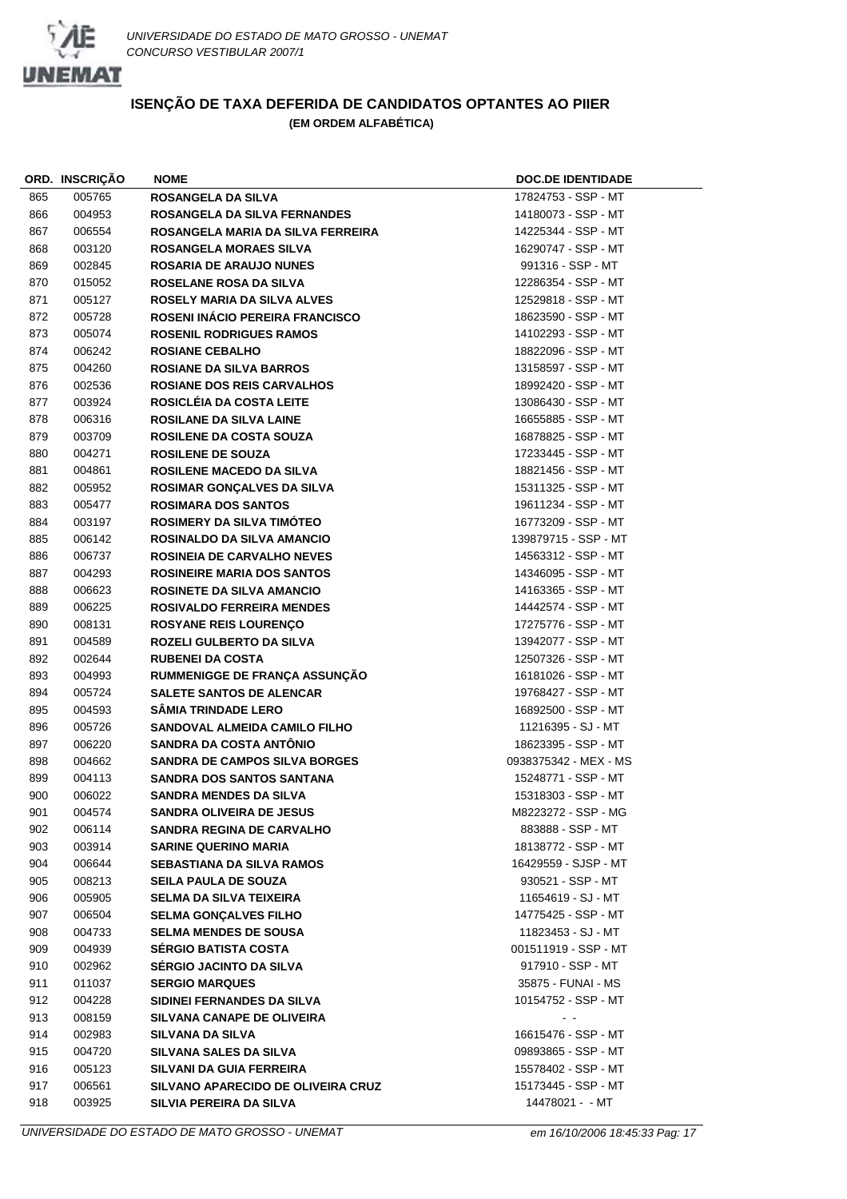## ISENÇÃO DE TAXA DEFERIDA DE CANDIDATOS OPTANTES AO PIIER

**(EM ORDEM ALFABÉTICA)**

| ORD. | INSCRIÇÃO | NOME | DOC.DE IDENTIDADE |
|---|---|---|---|
| 865 | 005765 | ROSANGELA DA SILVA | 17824753 - SSP - MT |
| 866 | 004953 | ROSANGELA DA SILVA FERNANDES | 14180073 - SSP - MT |
| 867 | 006554 | ROSANGELA MARIA DA SILVA FERREIRA | 14225344 - SSP - MT |
| 868 | 003120 | ROSANGELA MORAES SILVA | 16290747 - SSP - MT |
| 869 | 002845 | ROSARIA DE ARAUJO NUNES | 991316 - SSP - MT |
| 870 | 015052 | ROSELANE ROSA DA SILVA | 12286354 - SSP - MT |
| 871 | 005127 | ROSELY MARIA DA SILVA ALVES | 12529818 - SSP - MT |
| 872 | 005728 | ROSENI INÁCIO PEREIRA FRANCISCO | 18623590 - SSP - MT |
| 873 | 005074 | ROSENIL RODRIGUES RAMOS | 14102293 - SSP - MT |
| 874 | 006242 | ROSIANE CEBALHO | 18822096 - SSP - MT |
| 875 | 004260 | ROSIANE DA SILVA BARROS | 13158597 - SSP - MT |
| 876 | 002536 | ROSIANE DOS REIS CARVALHOS | 18992420 - SSP - MT |
| 877 | 003924 | ROSICLÉIA DA COSTA LEITE | 13086430 - SSP - MT |
| 878 | 006316 | ROSILANE DA SILVA LAINE | 16655885 - SSP - MT |
| 879 | 003709 | ROSILENE DA COSTA SOUZA | 16878825 - SSP - MT |
| 880 | 004271 | ROSILENE DE SOUZA | 17233445 - SSP - MT |
| 881 | 004861 | ROSILENE MACEDO DA SILVA | 18821456 - SSP - MT |
| 882 | 005952 | ROSIMAR GONÇALVES DA SILVA | 15311325 - SSP - MT |
| 883 | 005477 | ROSIMARA DOS SANTOS | 19611234 - SSP - MT |
| 884 | 003197 | ROSIMERY DA SILVA TIMÓTEO | 16773209 - SSP - MT |
| 885 | 006142 | ROSINALDO DA SILVA AMANCIO | 139879715 - SSP - MT |
| 886 | 006737 | ROSINEIA DE CARVALHO NEVES | 14563312 - SSP - MT |
| 887 | 004293 | ROSINEIRE MARIA DOS SANTOS | 14346095 - SSP - MT |
| 888 | 006623 | ROSINETE DA SILVA AMANCIO | 14163365 - SSP - MT |
| 889 | 006225 | ROSIVALDO FERREIRA MENDES | 14442574 - SSP - MT |
| 890 | 008131 | ROSYANE REIS LOURENÇO | 17275776 - SSP - MT |
| 891 | 004589 | ROZELI GULBERTO DA SILVA | 13942077 - SSP - MT |
| 892 | 002644 | RUBENEI DA COSTA | 12507326 - SSP - MT |
| 893 | 004993 | RUMMENIGGE DE FRANÇA ASSUNÇÃO | 16181026 - SSP - MT |
| 894 | 005724 | SALETE SANTOS DE ALENCAR | 19768427 - SSP - MT |
| 895 | 004593 | SÂMIA TRINDADE LERO | 16892500 - SSP - MT |
| 896 | 005726 | SANDOVAL ALMEIDA CAMILO FILHO | 11216395 - SJ - MT |
| 897 | 006220 | SANDRA DA COSTA ANTÔNIO | 18623395 - SSP - MT |
| 898 | 004662 | SANDRA DE CAMPOS SILVA BORGES | 0938375342 - MEX - MS |
| 899 | 004113 | SANDRA DOS SANTOS SANTANA | 15248771 - SSP - MT |
| 900 | 006022 | SANDRA MENDES DA SILVA | 15318303 - SSP - MT |
| 901 | 004574 | SANDRA OLIVEIRA DE JESUS | M8223272 - SSP - MG |
| 902 | 006114 | SANDRA REGINA DE CARVALHO | 883888 - SSP - MT |
| 903 | 003914 | SARINE QUERINO MARIA | 18138772 - SSP - MT |
| 904 | 006644 | SEBASTIANA DA SILVA RAMOS | 16429559 - SJSP - MT |
| 905 | 008213 | SEILA PAULA DE SOUZA | 930521 - SSP - MT |
| 906 | 005905 | SELMA DA SILVA TEIXEIRA | 11654619 - SJ - MT |
| 907 | 006504 | SELMA GONÇALVES FILHO | 14775425 - SSP - MT |
| 908 | 004733 | SELMA MENDES DE SOUSA | 11823453 - SJ - MT |
| 909 | 004939 | SÉRGIO BATISTA COSTA | 001511919 - SSP - MT |
| 910 | 002962 | SÉRGIO JACINTO DA SILVA | 917910 - SSP - MT |
| 911 | 011037 | SERGIO MARQUES | 35875 - FUNAI - MS |
| 912 | 004228 | SIDINEI FERNANDES DA SILVA | 10154752 - SSP - MT |
| 913 | 008159 | SILVANA CANAPE DE OLIVEIRA | - - |
| 914 | 002983 | SILVANA DA SILVA | 16615476 - SSP - MT |
| 915 | 004720 | SILVANA SALES DA SILVA | 09893865 - SSP - MT |
| 916 | 005123 | SILVANI DA GUIA FERREIRA | 15578402 - SSP - MT |
| 917 | 006561 | SILVANO APARECIDO DE OLIVEIRA CRUZ | 15173445 - SSP - MT |
| 918 | 003925 | SILVIA PEREIRA DA SILVA | 14478021 - - MT |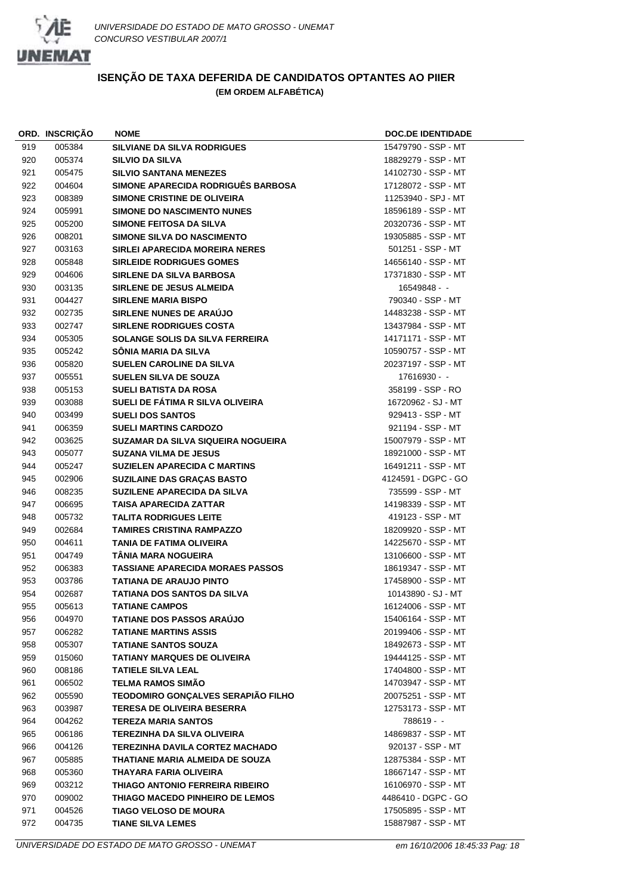## ISENÇÃO DE TAXA DEFERIDA DE CANDIDATOS OPTANTES AO PIIER

**(EM ORDEM ALFABÉTICA)**

| ORD. | INSCRIÇÃO | NOME | DOC.DE IDENTIDADE |
|---|---|---|---|
| 919 | 005384 | SILVIANE DA SILVA RODRIGUES | 15479790 - SSP - MT |
| 920 | 005374 | SILVIO DA SILVA | 18829279 - SSP - MT |
| 921 | 005475 | SILVIO SANTANA MENEZES | 14102730 - SSP - MT |
| 922 | 004604 | SIMONE APARECIDA RODRIGUÊS BARBOSA | 17128072 - SSP - MT |
| 923 | 008389 | SIMONE CRISTINE DE OLIVEIRA | 11253940 - SPJ - MT |
| 924 | 005991 | SIMONE DO NASCIMENTO NUNES | 18596189 - SSP - MT |
| 925 | 005200 | SIMONE FEITOSA DA SILVA | 20320736 - SSP - MT |
| 926 | 008201 | SIMONE SILVA DO NASCIMENTO | 19305885 - SSP - MT |
| 927 | 003163 | SIRLEI APARECIDA MOREIRA NERES | 501251 - SSP - MT |
| 928 | 005848 | SIRLEIDE RODRIGUES GOMES | 14656140 - SSP - MT |
| 929 | 004606 | SIRLENE DA SILVA BARBOSA | 17371830 - SSP - MT |
| 930 | 003135 | SIRLENE DE JESUS ALMEIDA | 16549848 - - |
| 931 | 004427 | SIRLENE MARIA BISPO | 790340 - SSP - MT |
| 932 | 002735 | SIRLENE NUNES DE ARAÚJO | 14483238 - SSP - MT |
| 933 | 002747 | SIRLENE RODRIGUES COSTA | 13437984 - SSP - MT |
| 934 | 005305 | SOLANGE SOLIS DA SILVA FERREIRA | 14171171 - SSP - MT |
| 935 | 005242 | SÔNIA MARIA DA SILVA | 10590757 - SSP - MT |
| 936 | 005820 | SUELEN CAROLINE DA SILVA | 20237197 - SSP - MT |
| 937 | 005551 | SUELEN SILVA DE SOUZA | 17616930 - - |
| 938 | 005153 | SUELI BATISTA DA ROSA | 358199 - SSP - RO |
| 939 | 003088 | SUELI DE FÁTIMA R SILVA OLIVEIRA | 16720962 - SJ - MT |
| 940 | 003499 | SUELI DOS SANTOS | 929413 - SSP - MT |
| 941 | 006359 | SUELI MARTINS CARDOZO | 921194 - SSP - MT |
| 942 | 003625 | SUZAMAR DA SILVA SIQUEIRA NOGUEIRA | 15007979 - SSP - MT |
| 943 | 005077 | SUZANA VILMA DE JESUS | 18921000 - SSP - MT |
| 944 | 005247 | SUZIELEN APARECIDA C MARTINS | 16491211 - SSP - MT |
| 945 | 002906 | SUZILAINE DAS GRAÇAS BASTO | 4124591 - DGPC - GO |
| 946 | 008235 | SUZILENE APARECIDA DA SILVA | 735599 - SSP - MT |
| 947 | 006695 | TAISA APARECIDA ZATTAR | 14198339 - SSP - MT |
| 948 | 005732 | TALITA RODRIGUES LEITE | 419123 - SSP - MT |
| 949 | 002684 | TAMIRES CRISTINA RAMPAZZO | 18209920 - SSP - MT |
| 950 | 004611 | TANIA DE FATIMA OLIVEIRA | 14225670 - SSP - MT |
| 951 | 004749 | TÂNIA MARA NOGUEIRA | 13106600 - SSP - MT |
| 952 | 006383 | TASSIANE APARECIDA MORAES PASSOS | 18619347 - SSP - MT |
| 953 | 003786 | TATIANA DE ARAUJO PINTO | 17458900 - SSP - MT |
| 954 | 002687 | TATIANA DOS SANTOS DA SILVA | 10143890 - SJ - MT |
| 955 | 005613 | TATIANE CAMPOS | 16124006 - SSP - MT |
| 956 | 004970 | TATIANE DOS PASSOS ARAÚJO | 15406164 - SSP - MT |
| 957 | 006282 | TATIANE MARTINS ASSIS | 20199406 - SSP - MT |
| 958 | 005307 | TATIANE SANTOS SOUZA | 18492673 - SSP - MT |
| 959 | 015060 | TATIANY MARQUES DE OLIVEIRA | 19444125 - SSP - MT |
| 960 | 008186 | TATIELE SILVA LEAL | 17404800 - SSP - MT |
| 961 | 006502 | TELMA RAMOS SIMÃO | 14703947 - SSP - MT |
| 962 | 005590 | TEODOMIRO GONÇALVES SERAPIÃO FILHO | 20075251 - SSP - MT |
| 963 | 003987 | TERESA DE OLIVEIRA BESERRA | 12753173 - SSP - MT |
| 964 | 004262 | TEREZA MARIA SANTOS | 788619 - - |
| 965 | 006186 | TEREZINHA DA SILVA OLIVEIRA | 14869837 - SSP - MT |
| 966 | 004126 | TEREZINHA DAVILA CORTEZ MACHADO | 920137 - SSP - MT |
| 967 | 005885 | THATIANE MARIA ALMEIDA DE SOUZA | 12875384 - SSP - MT |
| 968 | 005360 | THAYARA FARIA OLIVEIRA | 18667147 - SSP - MT |
| 969 | 003212 | THIAGO ANTONIO FERREIRA RIBEIRO | 16106970 - SSP - MT |
| 970 | 009002 | THIAGO MACEDO PINHEIRO DE LEMOS | 4486410 - DGPC - GO |
| 971 | 004526 | TIAGO VELOSO DE MOURA | 17505895 - SSP - MT |
| 972 | 004735 | TIANE SILVA LEMES | 15887987 - SSP - MT |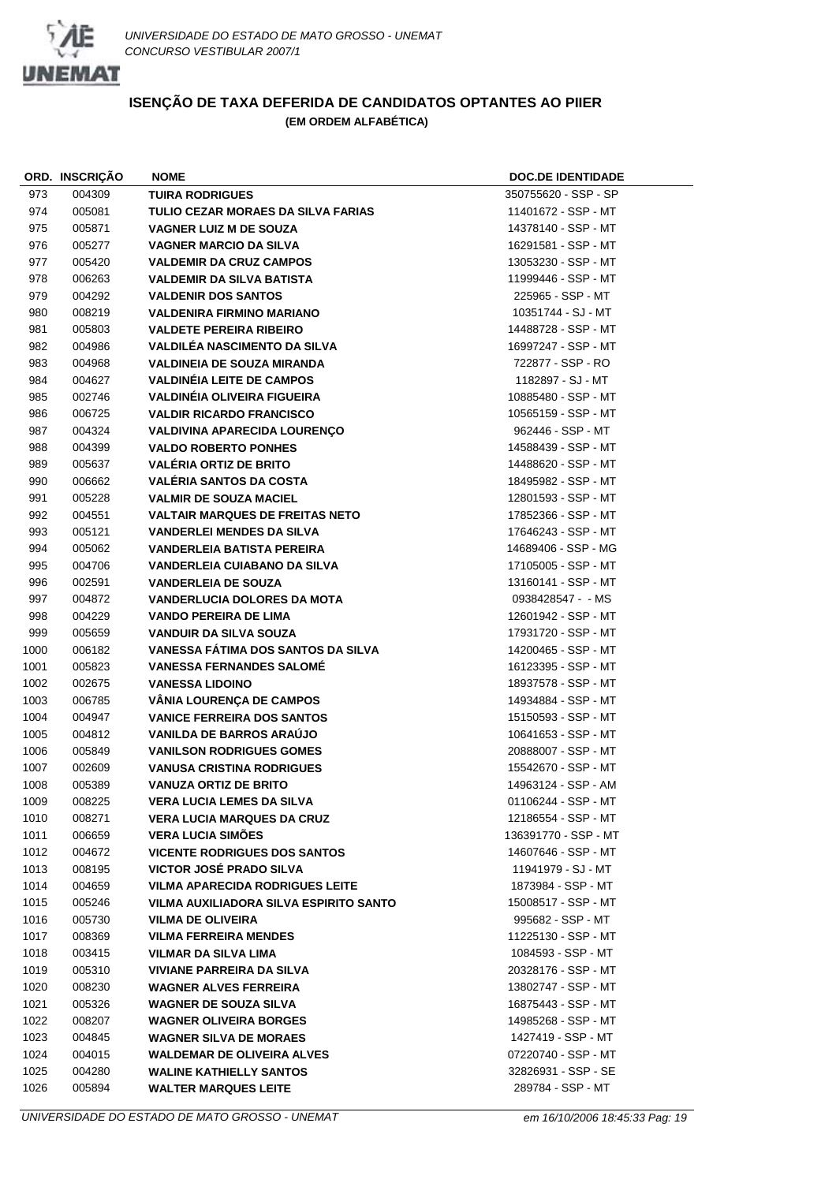# ISENÇÃO DE TAXA DEFERIDA DE CANDIDATOS OPTANTES AO PIIER

**(EM ORDEM ALFABÉTICA)**

| ORD. | INSCRIÇÃO | NOME | DOC.DE IDENTIDADE |
|---|---|---|---|
| 973 | 004309 | TUIRA RODRIGUES | 350755620 - SSP - SP |
| 974 | 005081 | TULIO CEZAR MORAES DA SILVA FARIAS | 11401672 - SSP - MT |
| 975 | 005871 | VAGNER LUIZ M DE SOUZA | 14378140 - SSP - MT |
| 976 | 005277 | VAGNER MARCIO DA SILVA | 16291581 - SSP - MT |
| 977 | 005420 | VALDEMIR DA CRUZ CAMPOS | 13053230 - SSP - MT |
| 978 | 006263 | VALDEMIR DA SILVA BATISTA | 11999446 - SSP - MT |
| 979 | 004292 | VALDENIR DOS SANTOS | 225965 - SSP - MT |
| 980 | 008219 | VALDENIRA FIRMINO MARIANO | 10351744 - SJ - MT |
| 981 | 005803 | VALDETE PEREIRA RIBEIRO | 14488728 - SSP - MT |
| 982 | 004986 | VALDILÉA NASCIMENTO DA SILVA | 16997247 - SSP - MT |
| 983 | 004968 | VALDINEIA DE SOUZA MIRANDA | 722877 - SSP - RO |
| 984 | 004627 | VALDINÉIA LEITE DE CAMPOS | 1182897 - SJ - MT |
| 985 | 002746 | VALDINÉIA OLIVEIRA FIGUEIRA | 10885480 - SSP - MT |
| 986 | 006725 | VALDIR RICARDO FRANCISCO | 10565159 - SSP - MT |
| 987 | 004324 | VALDIVINA APARECIDA LOURENÇO | 962446 - SSP - MT |
| 988 | 004399 | VALDO ROBERTO PONHES | 14588439 - SSP - MT |
| 989 | 005637 | VALÉRIA ORTIZ DE BRITO | 14488620 - SSP - MT |
| 990 | 006662 | VALÉRIA SANTOS DA COSTA | 18495982 - SSP - MT |
| 991 | 005228 | VALMIR DE SOUZA MACIEL | 12801593 - SSP - MT |
| 992 | 004551 | VALTAIR MARQUES DE FREITAS NETO | 17852366 - SSP - MT |
| 993 | 005121 | VANDERLEI MENDES DA SILVA | 17646243 - SSP - MT |
| 994 | 005062 | VANDERLEIA BATISTA PEREIRA | 14689406 - SSP - MG |
| 995 | 004706 | VANDERLEIA CUIABANO DA SILVA | 17105005 - SSP - MT |
| 996 | 002591 | VANDERLEIA DE SOUZA | 13160141 - SSP - MT |
| 997 | 004872 | VANDERLUCIA DOLORES DA MOTA | 0938428547 - - MS |
| 998 | 004229 | VANDO PEREIRA DE LIMA | 12601942 - SSP - MT |
| 999 | 005659 | VANDUIR DA SILVA SOUZA | 17931720 - SSP - MT |
| 1000 | 006182 | VANESSA FÁTIMA DOS SANTOS DA SILVA | 14200465 - SSP - MT |
| 1001 | 005823 | VANESSA FERNANDES SALOMÉ | 16123395 - SSP - MT |
| 1002 | 002675 | VANESSA LIDOINO | 18937578 - SSP - MT |
| 1003 | 006785 | VÂNIA LOURENÇA DE CAMPOS | 14934884 - SSP - MT |
| 1004 | 004947 | VANICE FERREIRA DOS SANTOS | 15150593 - SSP - MT |
| 1005 | 004812 | VANILDA DE BARROS ARAÚJO | 10641653 - SSP - MT |
| 1006 | 005849 | VANILSON RODRIGUES GOMES | 20888007 - SSP - MT |
| 1007 | 002609 | VANUSA CRISTINA RODRIGUES | 15542670 - SSP - MT |
| 1008 | 005389 | VANUZA ORTIZ DE BRITO | 14963124 - SSP - AM |
| 1009 | 008225 | VERA LUCIA LEMES DA SILVA | 01106244 - SSP - MT |
| 1010 | 008271 | VERA LUCIA MARQUES DA CRUZ | 12186554 - SSP - MT |
| 1011 | 006659 | VERA LUCIA SIMÕES | 136391770 - SSP - MT |
| 1012 | 004672 | VICENTE RODRIGUES DOS SANTOS | 14607646 - SSP - MT |
| 1013 | 008195 | VICTOR JOSÉ PRADO SILVA | 11941979 - SJ - MT |
| 1014 | 004659 | VILMA APARECIDA RODRIGUES LEITE | 1873984 - SSP - MT |
| 1015 | 005246 | VILMA AUXILIADORA SILVA ESPIRITO SANTO | 15008517 - SSP - MT |
| 1016 | 005730 | VILMA DE OLIVEIRA | 995682 - SSP - MT |
| 1017 | 008369 | VILMA FERREIRA MENDES | 11225130 - SSP - MT |
| 1018 | 003415 | VILMAR DA SILVA LIMA | 1084593 - SSP - MT |
| 1019 | 005310 | VIVIANE PARREIRA DA SILVA | 20328176 - SSP - MT |
| 1020 | 008230 | WAGNER ALVES FERREIRA | 13802747 - SSP - MT |
| 1021 | 005326 | WAGNER DE SOUZA SILVA | 16875443 - SSP - MT |
| 1022 | 008207 | WAGNER OLIVEIRA BORGES | 14985268 - SSP - MT |
| 1023 | 004845 | WAGNER SILVA DE MORAES | 1427419 - SSP - MT |
| 1024 | 004015 | WALDEMAR DE OLIVEIRA ALVES | 07220740 - SSP - MT |
| 1025 | 004280 | WALINE KATHIELLY SANTOS | 32826931 - SSP - SE |
| 1026 | 005894 | WALTER MARQUES LEITE | 289784 - SSP - MT |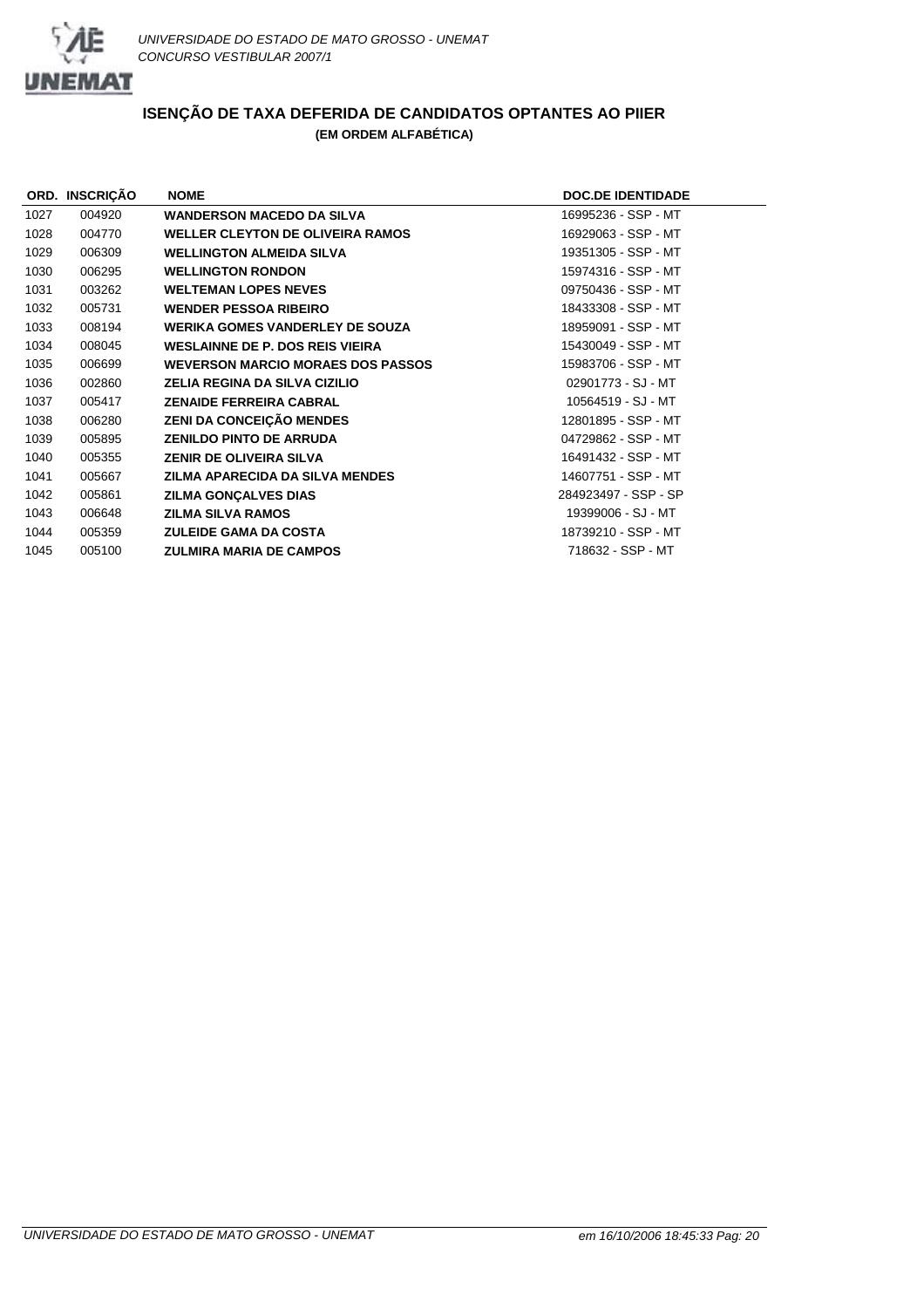## ISENÇÃO DE TAXA DEFERIDA DE CANDIDATOS OPTANTES AO PIIER

**(EM ORDEM ALFABÉTICA)**

| ORD. | INSCRIÇÃO | NOME | DOC.DE IDENTIDADE |
|---|---|---|---|
| 1027 | 004920 | **WANDERSON MACEDO DA SILVA** | 16995236 - SSP - MT |
| 1028 | 004770 | **WELLER CLEYTON DE OLIVEIRA RAMOS** | 16929063 - SSP - MT |
| 1029 | 006309 | **WELLINGTON ALMEIDA SILVA** | 19351305 - SSP - MT |
| 1030 | 006295 | **WELLINGTON RONDON** | 15974316 - SSP - MT |
| 1031 | 003262 | **WELTEMAN LOPES NEVES** | 09750436 - SSP - MT |
| 1032 | 005731 | **WENDER PESSOA RIBEIRO** | 18433308 - SSP - MT |
| 1033 | 008194 | **WERIKA GOMES VANDERLEY DE SOUZA** | 18959091 - SSP - MT |
| 1034 | 008045 | **WESLAINNE DE P. DOS REIS VIEIRA** | 15430049 - SSP - MT |
| 1035 | 006699 | **WEVERSON MARCIO MORAES DOS PASSOS** | 15983706 - SSP - MT |
| 1036 | 002860 | **ZELIA REGINA DA SILVA CIZILIO** | 02901773 - SJ - MT |
| 1037 | 005417 | **ZENAIDE FERREIRA CABRAL** | 10564519 - SJ - MT |
| 1038 | 006280 | **ZENI DA CONCEIÇÃO MENDES** | 12801895 - SSP - MT |
| 1039 | 005895 | **ZENILDO PINTO DE ARRUDA** | 04729862 - SSP - MT |
| 1040 | 005355 | **ZENIR DE OLIVEIRA SILVA** | 16491432 - SSP - MT |
| 1041 | 005667 | **ZILMA APARECIDA DA SILVA MENDES** | 14607751 - SSP - MT |
| 1042 | 005861 | **ZILMA GONÇALVES DIAS** | 284923497 - SSP - SP |
| 1043 | 006648 | **ZILMA SILVA RAMOS** | 19399006 - SJ - MT |
| 1044 | 005359 | **ZULEIDE GAMA DA COSTA** | 18739210 - SSP - MT |
| 1045 | 005100 | **ZULMIRA MARIA DE CAMPOS** | 718632 - SSP - MT |

*em 16/10/2006 18:45:33*